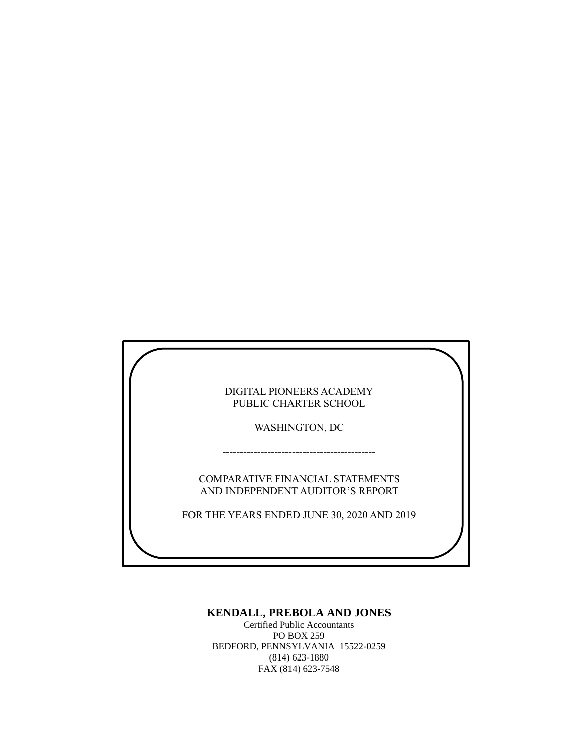DIGITAL PIONEERS ACADEMY
PUBLIC CHARTER SCHOOL

WASHINGTON, DC

--------------------------------------------

COMPARATIVE FINANCIAL STATEMENTS
AND INDEPENDENT AUDITOR'S REPORT

FOR THE YEARS ENDED JUNE 30, 2020 AND 2019

**KENDALL, PREBOLA AND JONES**

Certified Public Accountants
PO BOX 259
BEDFORD, PENNSYLVANIA 15522-0259
(814) 623-1880
FAX (814) 623-7548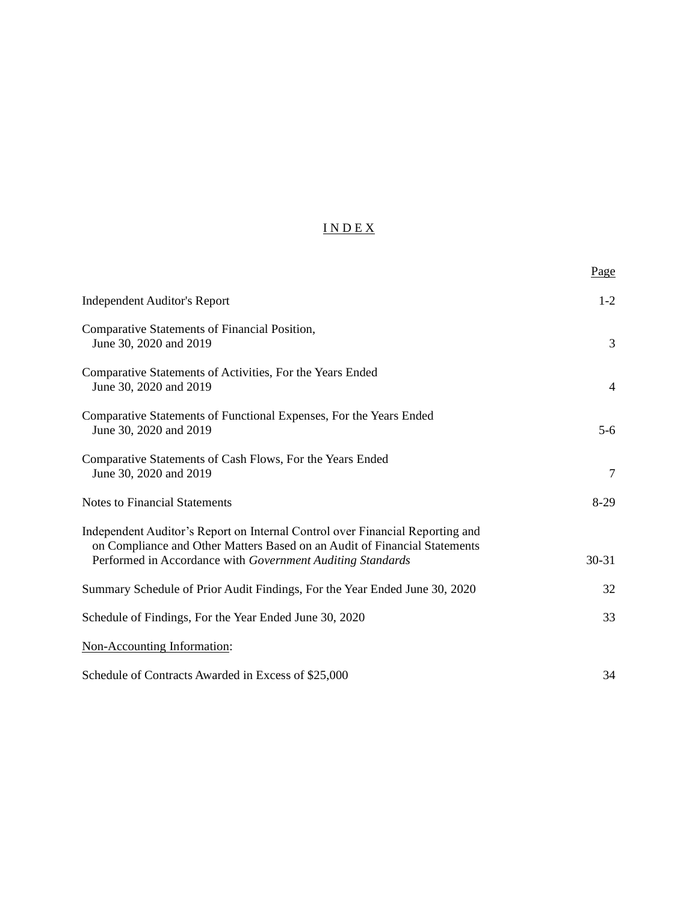# I N D E X

| | Page |
|---|---|
| Independent Auditor's Report | 1-2 |
| Comparative Statements of Financial Position, June 30, 2020 and 2019 | 3 |
| Comparative Statements of Activities, For the Years Ended June 30, 2020 and 2019 | 4 |
| Comparative Statements of Functional Expenses, For the Years Ended June 30, 2020 and 2019 | 5-6 |
| Comparative Statements of Cash Flows, For the Years Ended June 30, 2020 and 2019 | 7 |
| Notes to Financial Statements | 8-29 |
| Independent Auditor's Report on Internal Control over Financial Reporting and on Compliance and Other Matters Based on an Audit of Financial Statements Performed in Accordance with *Government Auditing Standards* | 30-31 |
| Summary Schedule of Prior Audit Findings, For the Year Ended June 30, 2020 | 32 |
| Schedule of Findings, For the Year Ended June 30, 2020 | 33 |
| Non-Accounting Information: | |
| Schedule of Contracts Awarded in Excess of $25,000 | 34 |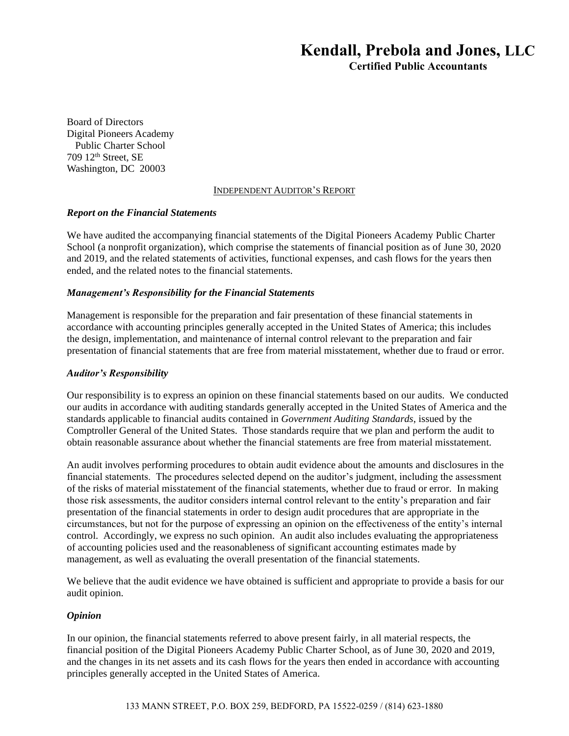# Kendall, Prebola and Jones, LLC

**Certified Public Accountants**

Board of Directors
Digital Pioneers Academy
Public Charter School
709 12th Street, SE
Washington, DC 20003

INDEPENDENT AUDITOR'S REPORT

***Report on the Financial Statements***

We have audited the accompanying financial statements of the Digital Pioneers Academy Public Charter School (a nonprofit organization), which comprise the statements of financial position as of June 30, 2020 and 2019, and the related statements of activities, functional expenses, and cash flows for the years then ended, and the related notes to the financial statements.

***Management's Responsibility for the Financial Statements***

Management is responsible for the preparation and fair presentation of these financial statements in accordance with accounting principles generally accepted in the United States of America; this includes the design, implementation, and maintenance of internal control relevant to the preparation and fair presentation of financial statements that are free from material misstatement, whether due to fraud or error.

***Auditor's Responsibility***

Our responsibility is to express an opinion on these financial statements based on our audits. We conducted our audits in accordance with auditing standards generally accepted in the United States of America and the standards applicable to financial audits contained in *Government Auditing Standards*, issued by the Comptroller General of the United States. Those standards require that we plan and perform the audit to obtain reasonable assurance about whether the financial statements are free from material misstatement.

An audit involves performing procedures to obtain audit evidence about the amounts and disclosures in the financial statements. The procedures selected depend on the auditor's judgment, including the assessment of the risks of material misstatement of the financial statements, whether due to fraud or error. In making those risk assessments, the auditor considers internal control relevant to the entity's preparation and fair presentation of the financial statements in order to design audit procedures that are appropriate in the circumstances, but not for the purpose of expressing an opinion on the effectiveness of the entity's internal control. Accordingly, we express no such opinion. An audit also includes evaluating the appropriateness of accounting policies used and the reasonableness of significant accounting estimates made by management, as well as evaluating the overall presentation of the financial statements.

We believe that the audit evidence we have obtained is sufficient and appropriate to provide a basis for our audit opinion.

***Opinion***

In our opinion, the financial statements referred to above present fairly, in all material respects, the financial position of the Digital Pioneers Academy Public Charter School, as of June 30, 2020 and 2019, and the changes in its net assets and its cash flows for the years then ended in accordance with accounting principles generally accepted in the United States of America.

133 MANN STREET, P.O. BOX 259, BEDFORD, PA 15522-0259 / (814) 623-1880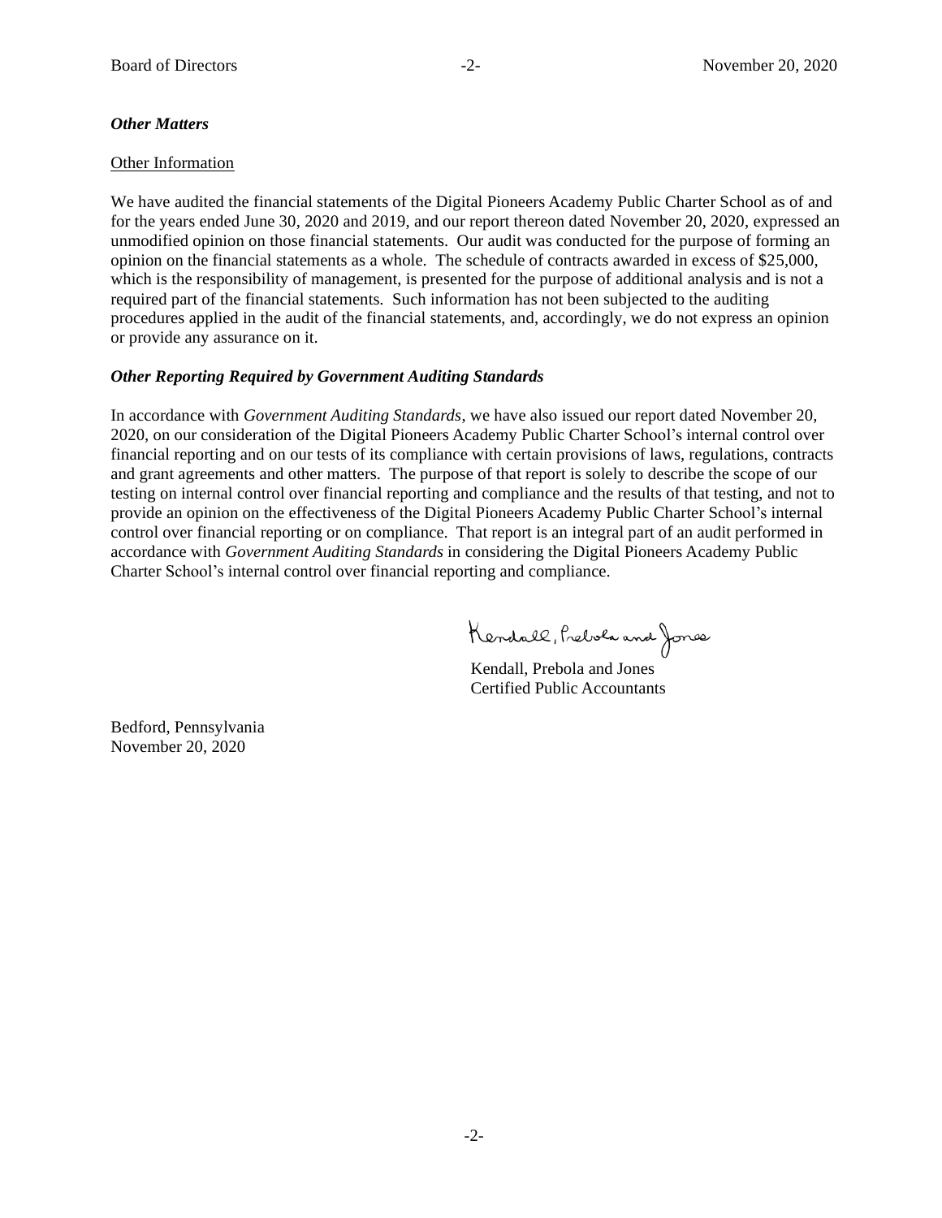***Other Matters***

Other Information

We have audited the financial statements of the Digital Pioneers Academy Public Charter School as of and for the years ended June 30, 2020 and 2019, and our report thereon dated November 20, 2020, expressed an unmodified opinion on those financial statements. Our audit was conducted for the purpose of forming an opinion on the financial statements as a whole. The schedule of contracts awarded in excess of $25,000, which is the responsibility of management, is presented for the purpose of additional analysis and is not a required part of the financial statements. Such information has not been subjected to the auditing procedures applied in the audit of the financial statements, and, accordingly, we do not express an opinion or provide any assurance on it.

***Other Reporting Required by Government Auditing Standards***

In accordance with *Government Auditing Standards*, we have also issued our report dated November 20, 2020, on our consideration of the Digital Pioneers Academy Public Charter School's internal control over financial reporting and on our tests of its compliance with certain provisions of laws, regulations, contracts and grant agreements and other matters. The purpose of that report is solely to describe the scope of our testing on internal control over financial reporting and compliance and the results of that testing, and not to provide an opinion on the effectiveness of the Digital Pioneers Academy Public Charter School's internal control over financial reporting or on compliance. That report is an integral part of an audit performed in accordance with *Government Auditing Standards* in considering the Digital Pioneers Academy Public Charter School's internal control over financial reporting and compliance.

Kendall, Prebola and Jones

Kendall, Prebola and Jones
Certified Public Accountants

Bedford, Pennsylvania
November 20, 2020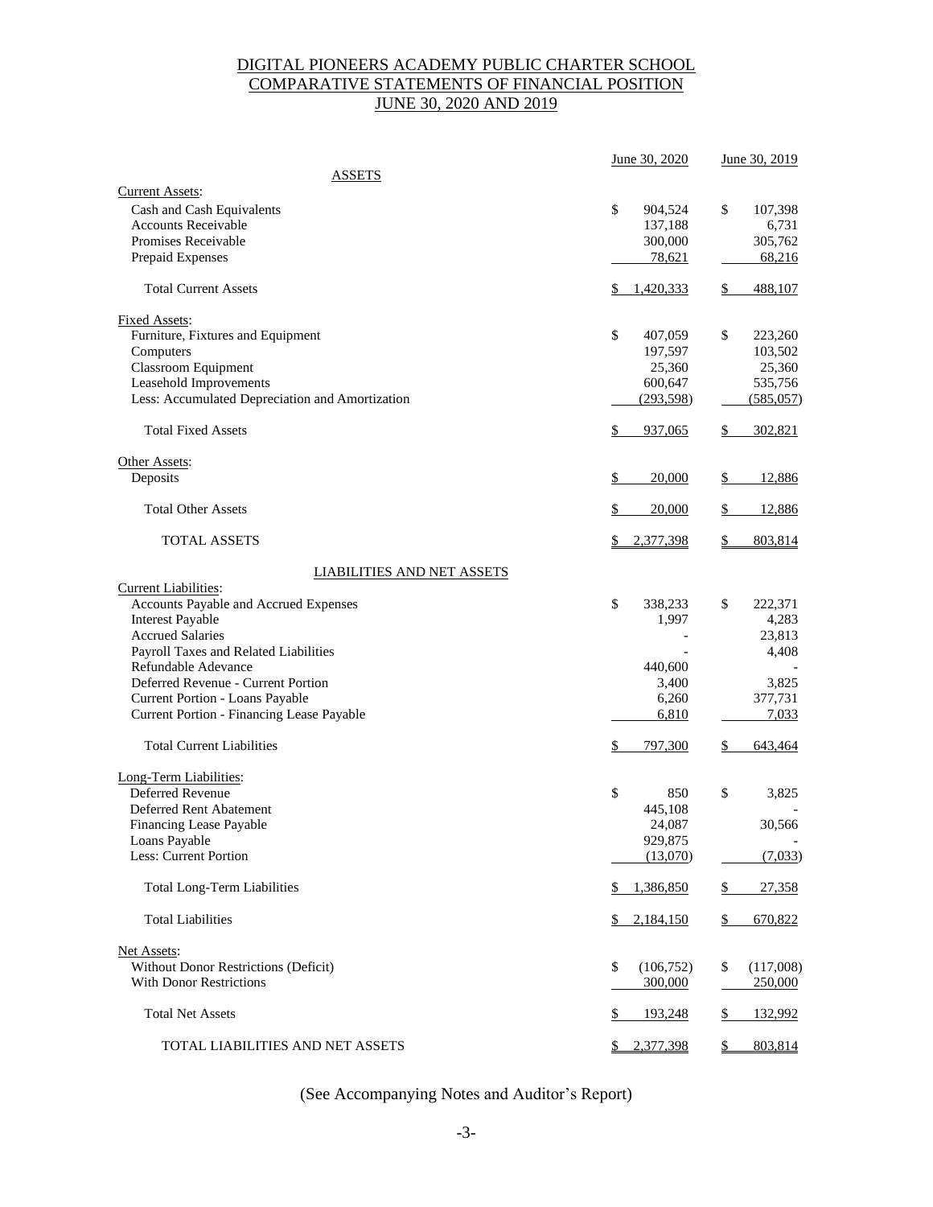# DIGITAL PIONEERS ACADEMY PUBLIC CHARTER SCHOOL
## COMPARATIVE STATEMENTS OF FINANCIAL POSITION
## JUNE 30, 2020 AND 2019

| | June 30, 2020 | June 30, 2019 |
|---|---|---|
| **ASSETS** | | |
| Current Assets: | | |
| Cash and Cash Equivalents | $ 904,524 | $ 107,398 |
| Accounts Receivable | 137,188 | 6,731 |
| Promises Receivable | 300,000 | 305,762 |
| Prepaid Expenses | 78,621 | 68,216 |
| Total Current Assets | $ 1,420,333 | $ 488,107 |
| Fixed Assets: | | |
| Furniture, Fixtures and Equipment | $ 407,059 | $ 223,260 |
| Computers | 197,597 | 103,502 |
| Classroom Equipment | 25,360 | 25,360 |
| Leasehold Improvements | 600,647 | 535,756 |
| Less: Accumulated Depreciation and Amortization | (293,598) | (585,057) |
| Total Fixed Assets | $ 937,065 | $ 302,821 |
| Other Assets: | | |
| Deposits | $ 20,000 | $ 12,886 |
| Total Other Assets | $ 20,000 | $ 12,886 |
| TOTAL ASSETS | $ 2,377,398 | $ 803,814 |
| **LIABILITIES AND NET ASSETS** | | |
| Current Liabilities: | | |
| Accounts Payable and Accrued Expenses | $ 338,233 | $ 222,371 |
| Interest Payable | 1,997 | 4,283 |
| Accrued Salaries | - | 23,813 |
| Payroll Taxes and Related Liabilities | - | 4,408 |
| Refundable Adevance | 440,600 | - |
| Deferred Revenue - Current Portion | 3,400 | 3,825 |
| Current Portion - Loans Payable | 6,260 | 377,731 |
| Current Portion - Financing Lease Payable | 6,810 | 7,033 |
| Total Current Liabilities | $ 797,300 | $ 643,464 |
| Long-Term Liabilities: | | |
| Deferred Revenue | $ 850 | $ 3,825 |
| Deferred Rent Abatement | 445,108 | - |
| Financing Lease Payable | 24,087 | 30,566 |
| Loans Payable | 929,875 | - |
| Less: Current Portion | (13,070) | (7,033) |
| Total Long-Term Liabilities | $ 1,386,850 | $ 27,358 |
| Total Liabilities | $ 2,184,150 | $ 670,822 |
| Net Assets: | | |
| Without Donor Restrictions (Deficit) | $ (106,752) | $ (117,008) |
| With Donor Restrictions | 300,000 | 250,000 |
| Total Net Assets | $ 193,248 | $ 132,992 |
| TOTAL LIABILITIES AND NET ASSETS | $ 2,377,398 | $ 803,814 |

(See Accompanying Notes and Auditor's Report)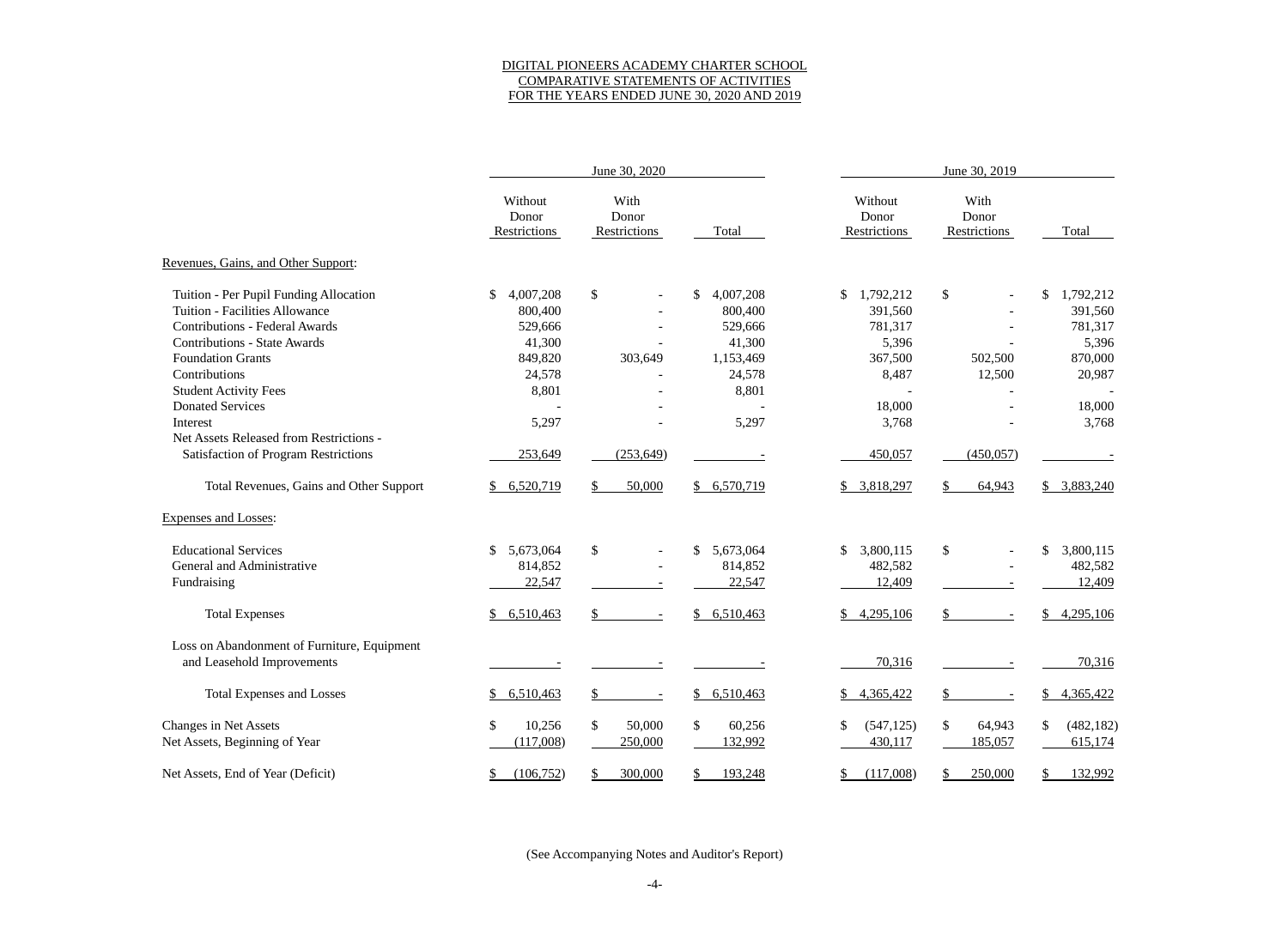# DIGITAL PIONEERS ACADEMY CHARTER SCHOOL
## COMPARATIVE STATEMENTS OF ACTIVITIES
### FOR THE YEARS ENDED JUNE 30, 2020 AND 2019

| | June 30, 2020 | | | June 30, 2019 | | |
|---|---|---|---|---|---|---|
| | Without Donor Restrictions | With Donor Restrictions | Total | Without Donor Restrictions | With Donor Restrictions | Total |
| Revenues, Gains, and Other Support: | | | | | | |
| Tuition - Per Pupil Funding Allocation | $ 4,007,208 | $ - | $ 4,007,208 | $ 1,792,212 | $ - | $ 1,792,212 |
| Tuition - Facilities Allowance | 800,400 | - | 800,400 | 391,560 | - | 391,560 |
| Contributions - Federal Awards | 529,666 | - | 529,666 | 781,317 | - | 781,317 |
| Contributions - State Awards | 41,300 | - | 41,300 | 5,396 | - | 5,396 |
| Foundation Grants | 849,820 | 303,649 | 1,153,469 | 367,500 | 502,500 | 870,000 |
| Contributions | 24,578 | - | 24,578 | 8,487 | 12,500 | 20,987 |
| Student Activity Fees | 8,801 | - | 8,801 | - | - | - |
| Donated Services | - | - | - | 18,000 | - | 18,000 |
| Interest | 5,297 | - | 5,297 | 3,768 | - | 3,768 |
| Net Assets Released from Restrictions - Satisfaction of Program Restrictions | 253,649 | (253,649) | - | 450,057 | (450,057) | - |
| Total Revenues, Gains and Other Support | $ 6,520,719 | $ 50,000 | $ 6,570,719 | $ 3,818,297 | $ 64,943 | $ 3,883,240 |
| Expenses and Losses: | | | | | | |
| Educational Services | $ 5,673,064 | $ - | $ 5,673,064 | $ 3,800,115 | $ - | $ 3,800,115 |
| General and Administrative | 814,852 | - | 814,852 | 482,582 | - | 482,582 |
| Fundraising | 22,547 | - | 22,547 | 12,409 | - | 12,409 |
| Total Expenses | $ 6,510,463 | $ - | $ 6,510,463 | $ 4,295,106 | $ - | $ 4,295,106 |
| Loss on Abandonment of Furniture, Equipment and Leasehold Improvements | - | - | - | 70,316 | - | 70,316 |
| Total Expenses and Losses | $ 6,510,463 | $ - | $ 6,510,463 | $ 4,365,422 | $ - | $ 4,365,422 |
| Changes in Net Assets | $ 10,256 | $ 50,000 | $ 60,256 | $ (547,125) | $ 64,943 | $ (482,182) |
| Net Assets, Beginning of Year | (117,008) | 250,000 | 132,992 | 430,117 | 185,057 | 615,174 |
| Net Assets, End of Year (Deficit) | $ (106,752) | $ 300,000 | $ 193,248 | $ (117,008) | $ 250,000 | $ 132,992 |

(See Accompanying Notes and Auditor's Report)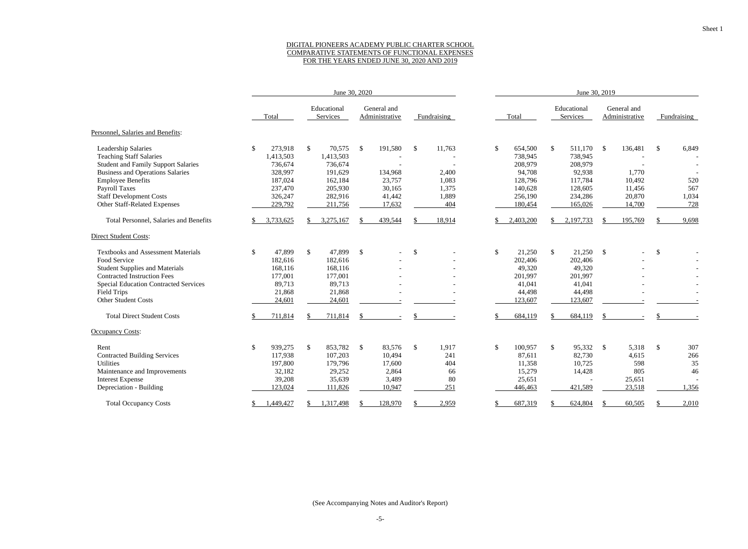Sheet 1

DIGITAL PIONEERS ACADEMY PUBLIC CHARTER SCHOOL
COMPARATIVE STATEMENTS OF FUNCTIONAL EXPENSES
FOR THE YEARS ENDED JUNE 30, 2020 AND 2019

| | June 30, 2020 | | | | June 30, 2019 | | | |
|---|---|---|---|---|---|---|---|---|
| | Total | Educational Services | General and Administrative | Fundraising | Total | Educational Services | General and Administrative | Fundraising |
| Personnel, Salaries and Benefits: | | | | | | | | |
| Leadership Salaries | $ 273,918 | $ 70,575 | $ 191,580 | $ 11,763 | $ 654,500 | $ 511,170 | $ 136,481 | $ 6,849 |
| Teaching Staff Salaries | 1,413,503 | 1,413,503 | - | - | 738,945 | 738,945 | - | - |
| Student and Family Support Salaries | 736,674 | 736,674 | - | - | 208,979 | 208,979 | - | - |
| Business and Operations Salaries | 328,997 | 191,629 | 134,968 | 2,400 | 94,708 | 92,938 | 1,770 | - |
| Employee Benefits | 187,024 | 162,184 | 23,757 | 1,083 | 128,796 | 117,784 | 10,492 | 520 |
| Payroll Taxes | 237,470 | 205,930 | 30,165 | 1,375 | 140,628 | 128,605 | 11,456 | 567 |
| Staff Development Costs | 326,247 | 282,916 | 41,442 | 1,889 | 256,190 | 234,286 | 20,870 | 1,034 |
| Other Staff-Related Expenses | 229,792 | 211,756 | 17,632 | 404 | 180,454 | 165,026 | 14,700 | 728 |
| Total Personnel, Salaries and Benefits | $ 3,733,625 | $ 3,275,167 | $ 439,544 | $ 18,914 | $ 2,403,200 | $ 2,197,733 | $ 195,769 | $ 9,698 |
| Direct Student Costs: | | | | | | | | |
| Textbooks and Assessment Materials | $ 47,899 | $ 47,899 | $ - | $ - | $ 21,250 | $ 21,250 | $ - | $ - |
| Food Service | 182,616 | 182,616 | - | - | 202,406 | 202,406 | - | - |
| Student Supplies and Materials | 168,116 | 168,116 | - | - | 49,320 | 49,320 | - | - |
| Contracted Instruction Fees | 177,001 | 177,001 | - | - | 201,997 | 201,997 | - | - |
| Special Education Contracted Services | 89,713 | 89,713 | - | - | 41,041 | 41,041 | - | - |
| Field Trips | 21,868 | 21,868 | - | - | 44,498 | 44,498 | - | - |
| Other Student Costs | 24,601 | 24,601 | - | - | 123,607 | 123,607 | - | - |
| Total Direct Student Costs | $ 711,814 | $ 711,814 | $ - | $ - | $ 684,119 | $ 684,119 | $ - | $ - |
| Occupancy Costs: | | | | | | | | |
| Rent | $ 939,275 | $ 853,782 | $ 83,576 | $ 1,917 | $ 100,957 | $ 95,332 | $ 5,318 | $ 307 |
| Contracted Building Services | 117,938 | 107,203 | 10,494 | 241 | 87,611 | 82,730 | 4,615 | 266 |
| Utilities | 197,800 | 179,796 | 17,600 | 404 | 11,358 | 10,725 | 598 | 35 |
| Maintenance and Improvements | 32,182 | 29,252 | 2,864 | 66 | 15,279 | 14,428 | 805 | 46 |
| Interest Expense | 39,208 | 35,639 | 3,489 | 80 | 25,651 | - | 25,651 | - |
| Depreciation - Building | 123,024 | 111,826 | 10,947 | 251 | 446,463 | 421,589 | 23,518 | 1,356 |
| Total Occupancy Costs | $ 1,449,427 | $ 1,317,498 | $ 128,970 | $ 2,959 | $ 687,319 | $ 624,804 | $ 60,505 | $ 2,010 |

(See Accompanying Notes and Auditor's Report)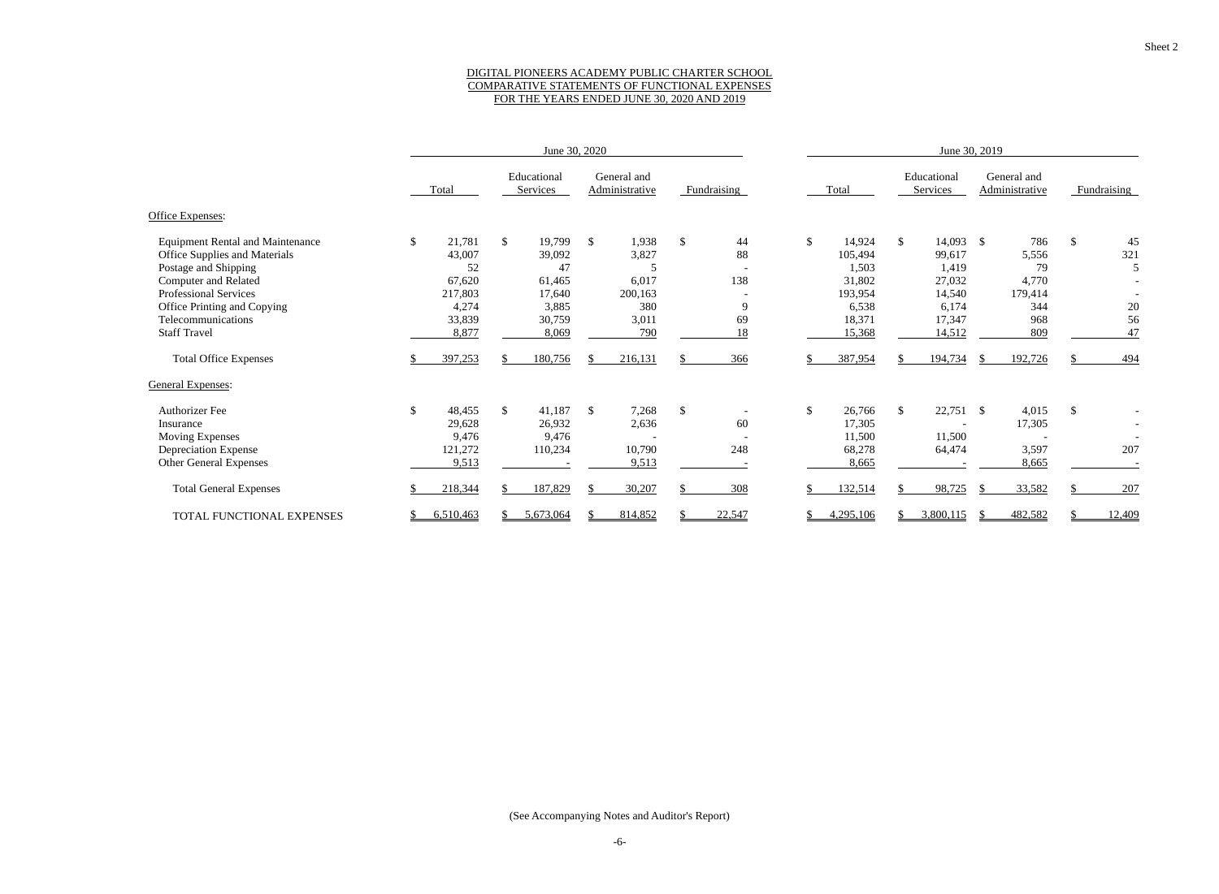Sheet 2

# DIGITAL PIONEERS ACADEMY PUBLIC CHARTER SCHOOL
## COMPARATIVE STATEMENTS OF FUNCTIONAL EXPENSES
### FOR THE YEARS ENDED JUNE 30, 2020 AND 2019

| | June 30, 2020 | | | | June 30, 2019 | | | |
|---|---|---|---|---|---|---|---|---|
| | Total | Educational Services | General and Administrative | Fundraising | Total | Educational Services | General and Administrative | Fundraising |
| Office Expenses: | | | | | | | | |
| Equipment Rental and Maintenance | $ 21,781 | $ 19,799 | $ 1,938 | $ 44 | $ 14,924 | $ 14,093 | $ 786 | $ 45 |
| Office Supplies and Materials | 43,007 | 39,092 | 3,827 | 88 | 105,494 | 99,617 | 5,556 | 321 |
| Postage and Shipping | 52 | 47 | 5 | - | 1,503 | 1,419 | 79 | 5 |
| Computer and Related | 67,620 | 61,465 | 6,017 | 138 | 31,802 | 27,032 | 4,770 | - |
| Professional Services | 217,803 | 17,640 | 200,163 | - | 193,954 | 14,540 | 179,414 | - |
| Office Printing and Copying | 4,274 | 3,885 | 380 | 9 | 6,538 | 6,174 | 344 | 20 |
| Telecommunications | 33,839 | 30,759 | 3,011 | 69 | 18,371 | 17,347 | 968 | 56 |
| Staff Travel | 8,877 | 8,069 | 790 | 18 | 15,368 | 14,512 | 809 | 47 |
| Total Office Expenses | $ 397,253 | $ 180,756 | $ 216,131 | $ 366 | $ 387,954 | $ 194,734 | $ 192,726 | $ 494 |
| General Expenses: | | | | | | | | |
| Authorizer Fee | $ 48,455 | $ 41,187 | $ 7,268 | $ - | $ 26,766 | $ 22,751 | $ 4,015 | $ - |
| Insurance | 29,628 | 26,932 | 2,636 | 60 | 17,305 | - | 17,305 | - |
| Moving Expenses | 9,476 | 9,476 | - | - | 11,500 | 11,500 | - | - |
| Depreciation Expense | 121,272 | 110,234 | 10,790 | 248 | 68,278 | 64,474 | 3,597 | 207 |
| Other General Expenses | 9,513 | - | 9,513 | - | 8,665 | - | 8,665 | - |
| Total General Expenses | $ 218,344 | $ 187,829 | $ 30,207 | $ 308 | $ 132,514 | $ 98,725 | $ 33,582 | $ 207 |
| TOTAL FUNCTIONAL EXPENSES | $ 6,510,463 | $ 5,673,064 | $ 814,852 | $ 22,547 | $ 4,295,106 | $ 3,800,115 | $ 482,582 | $ 12,409 |

(See Accompanying Notes and Auditor's Report)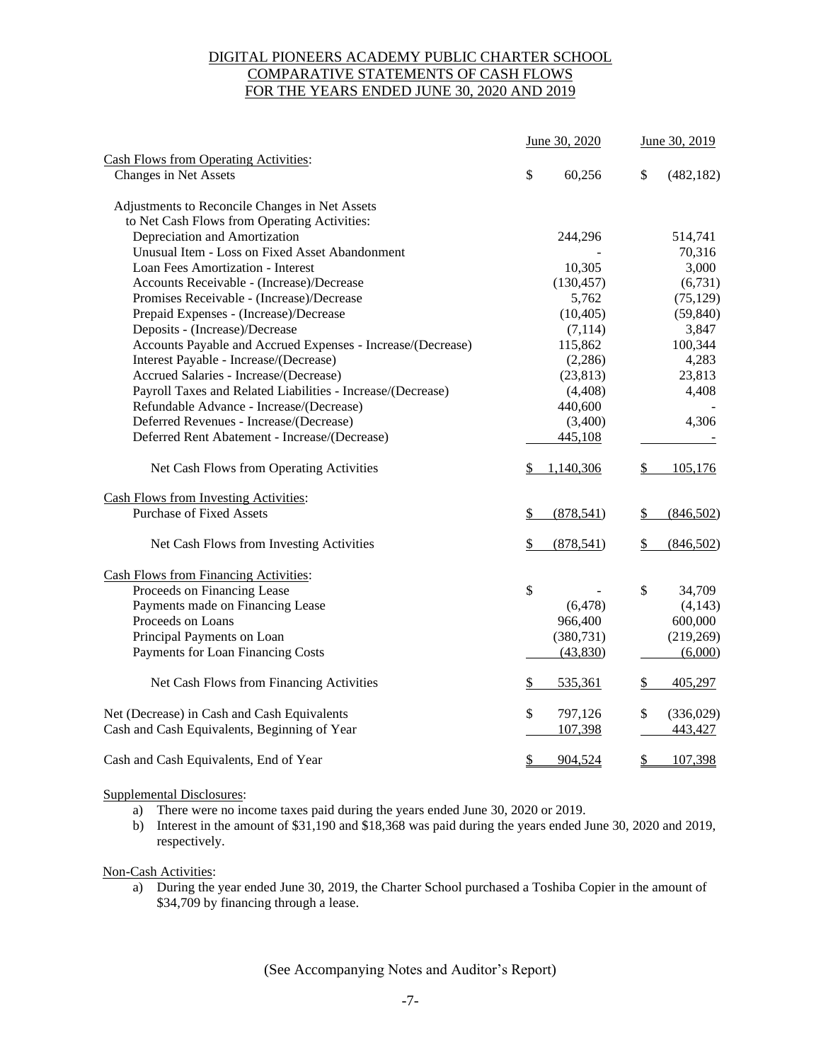# DIGITAL PIONEERS ACADEMY PUBLIC CHARTER SCHOOL
## COMPARATIVE STATEMENTS OF CASH FLOWS
## FOR THE YEARS ENDED JUNE 30, 2020 AND 2019

| | June 30, 2020 | June 30, 2019 |
|---|---|---|
| Cash Flows from Operating Activities: | | |
| Changes in Net Assets | $ 60,256 | $ (482,182) |
| Adjustments to Reconcile Changes in Net Assets to Net Cash Flows from Operating Activities: | | |
| Depreciation and Amortization | 244,296 | 514,741 |
| Unusual Item - Loss on Fixed Asset Abandonment | - | 70,316 |
| Loan Fees Amortization - Interest | 10,305 | 3,000 |
| Accounts Receivable - (Increase)/Decrease | (130,457) | (6,731) |
| Promises Receivable - (Increase)/Decrease | 5,762 | (75,129) |
| Prepaid Expenses - (Increase)/Decrease | (10,405) | (59,840) |
| Deposits - (Increase)/Decrease | (7,114) | 3,847 |
| Accounts Payable and Accrued Expenses - Increase/(Decrease) | 115,862 | 100,344 |
| Interest Payable - Increase/(Decrease) | (2,286) | 4,283 |
| Accrued Salaries - Increase/(Decrease) | (23,813) | 23,813 |
| Payroll Taxes and Related Liabilities - Increase/(Decrease) | (4,408) | 4,408 |
| Refundable Advance - Increase/(Decrease) | 440,600 | - |
| Deferred Revenues - Increase/(Decrease) | (3,400) | 4,306 |
| Deferred Rent Abatement - Increase/(Decrease) | 445,108 | - |
| Net Cash Flows from Operating Activities | $ 1,140,306 | $ 105,176 |
| Cash Flows from Investing Activities: | | |
| Purchase of Fixed Assets | $ (878,541) | $ (846,502) |
| Net Cash Flows from Investing Activities | $ (878,541) | $ (846,502) |
| Cash Flows from Financing Activities: | | |
| Proceeds on Financing Lease | $ - | $ 34,709 |
| Payments made on Financing Lease | (6,478) | (4,143) |
| Proceeds on Loans | 966,400 | 600,000 |
| Principal Payments on Loan | (380,731) | (219,269) |
| Payments for Loan Financing Costs | (43,830) | (6,000) |
| Net Cash Flows from Financing Activities | $ 535,361 | $ 405,297 |
| Net (Decrease) in Cash and Cash Equivalents | $ 797,126 | $ (336,029) |
| Cash and Cash Equivalents, Beginning of Year | 107,398 | 443,427 |
| Cash and Cash Equivalents, End of Year | $ 904,524 | $ 107,398 |

Supplemental Disclosures:

a) There were no income taxes paid during the years ended June 30, 2020 or 2019.
b) Interest in the amount of $31,190 and $18,368 was paid during the years ended June 30, 2020 and 2019, respectively.

Non-Cash Activities:

a) During the year ended June 30, 2019, the Charter School purchased a Toshiba Copier in the amount of $34,709 by financing through a lease.

(See Accompanying Notes and Auditor's Report)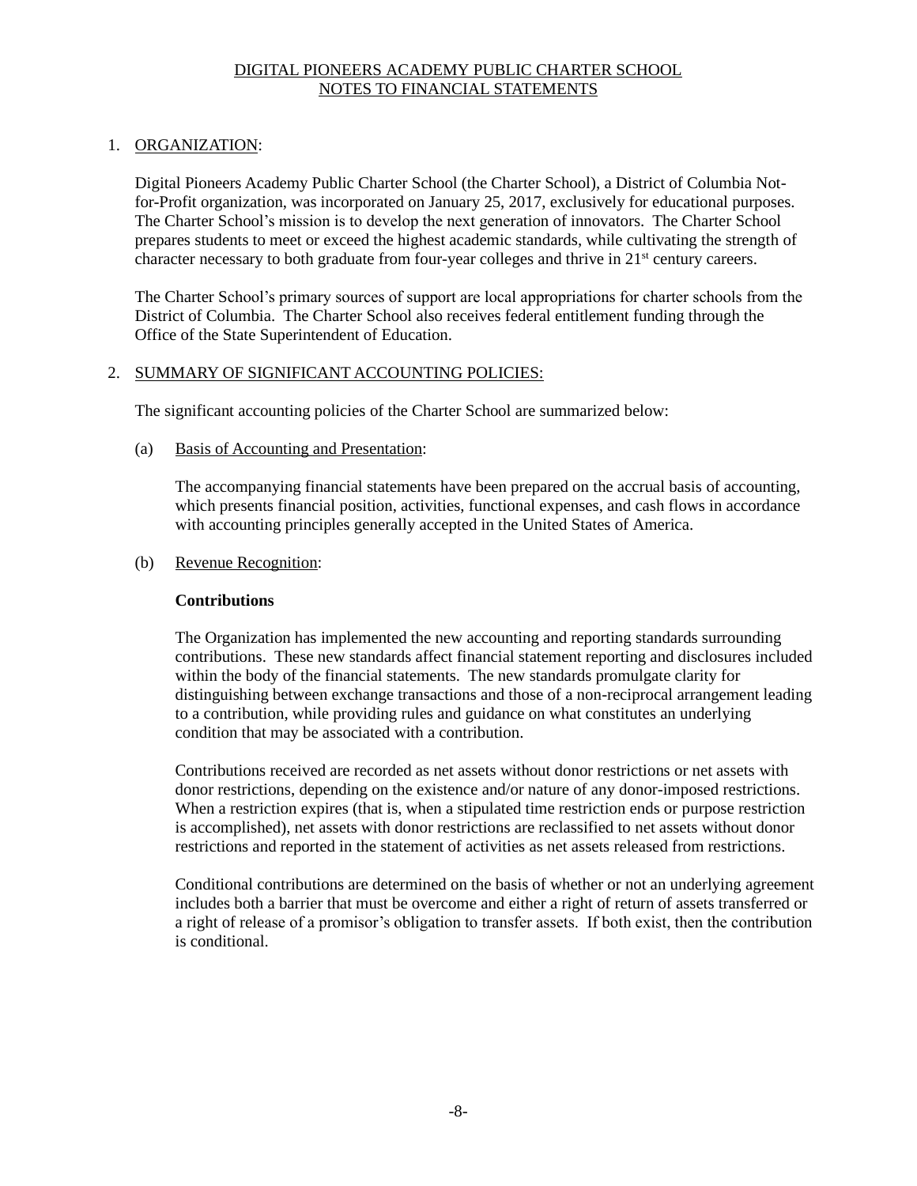DIGITAL PIONEERS ACADEMY PUBLIC CHARTER SCHOOL
NOTES TO FINANCIAL STATEMENTS

## 1. ORGANIZATION:

Digital Pioneers Academy Public Charter School (the Charter School), a District of Columbia Not-for-Profit organization, was incorporated on January 25, 2017, exclusively for educational purposes. The Charter School's mission is to develop the next generation of innovators. The Charter School prepares students to meet or exceed the highest academic standards, while cultivating the strength of character necessary to both graduate from four-year colleges and thrive in 21st century careers.

The Charter School's primary sources of support are local appropriations for charter schools from the District of Columbia. The Charter School also receives federal entitlement funding through the Office of the State Superintendent of Education.

## 2. SUMMARY OF SIGNIFICANT ACCOUNTING POLICIES:

The significant accounting policies of the Charter School are summarized below:

### (a) Basis of Accounting and Presentation:

The accompanying financial statements have been prepared on the accrual basis of accounting, which presents financial position, activities, functional expenses, and cash flows in accordance with accounting principles generally accepted in the United States of America.

### (b) Revenue Recognition:

**Contributions**

The Organization has implemented the new accounting and reporting standards surrounding contributions. These new standards affect financial statement reporting and disclosures included within the body of the financial statements. The new standards promulgate clarity for distinguishing between exchange transactions and those of a non-reciprocal arrangement leading to a contribution, while providing rules and guidance on what constitutes an underlying condition that may be associated with a contribution.

Contributions received are recorded as net assets without donor restrictions or net assets with donor restrictions, depending on the existence and/or nature of any donor-imposed restrictions. When a restriction expires (that is, when a stipulated time restriction ends or purpose restriction is accomplished), net assets with donor restrictions are reclassified to net assets without donor restrictions and reported in the statement of activities as net assets released from restrictions.

Conditional contributions are determined on the basis of whether or not an underlying agreement includes both a barrier that must be overcome and either a right of return of assets transferred or a right of release of a promisor's obligation to transfer assets. If both exist, then the contribution is conditional.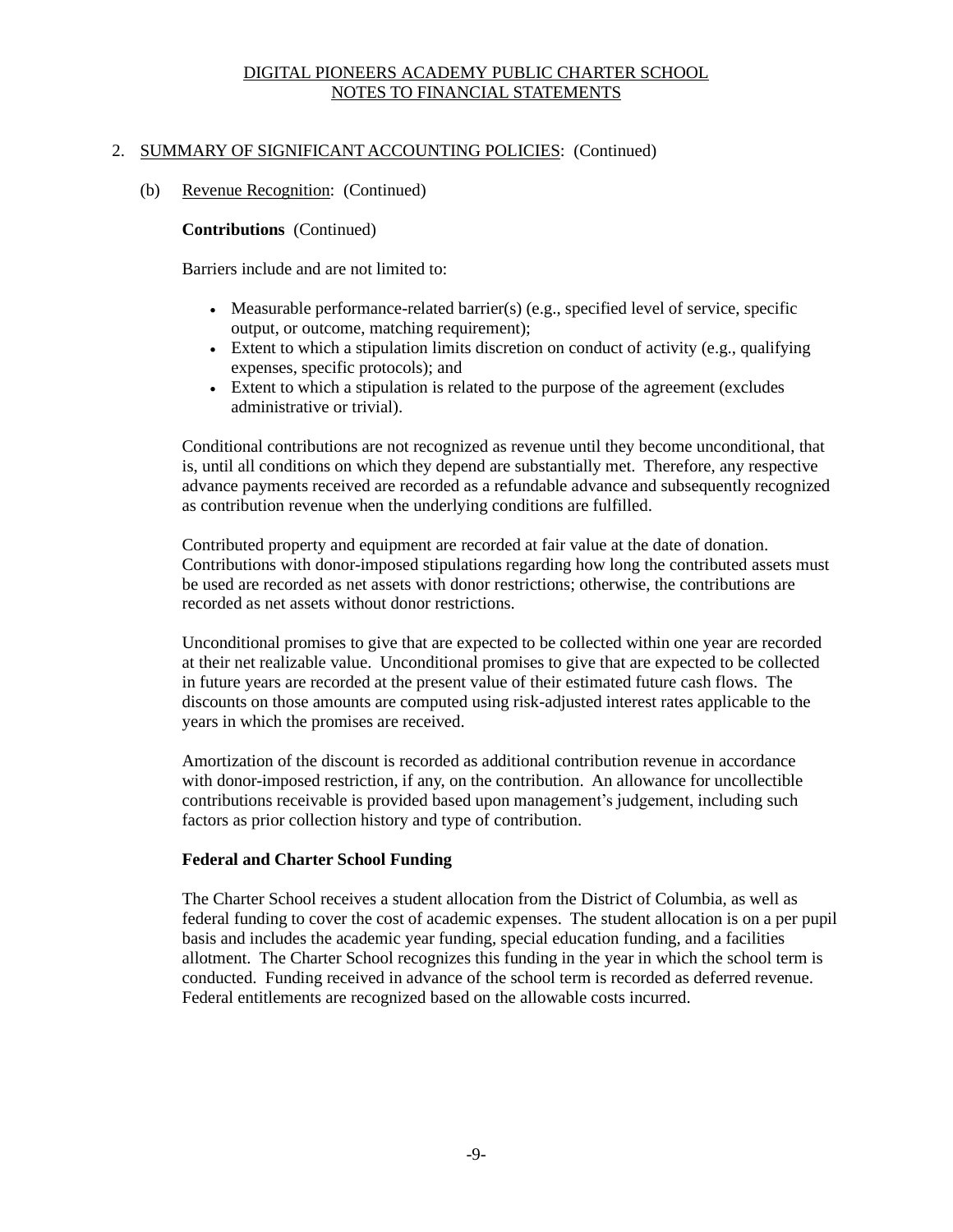DIGITAL PIONEERS ACADEMY PUBLIC CHARTER SCHOOL
NOTES TO FINANCIAL STATEMENTS

2. SUMMARY OF SIGNIFICANT ACCOUNTING POLICIES: (Continued)

(b) Revenue Recognition: (Continued)

**Contributions** (Continued)

Barriers include and are not limited to:

- Measurable performance-related barrier(s) (e.g., specified level of service, specific output, or outcome, matching requirement);
- Extent to which a stipulation limits discretion on conduct of activity (e.g., qualifying expenses, specific protocols); and
- Extent to which a stipulation is related to the purpose of the agreement (excludes administrative or trivial).

Conditional contributions are not recognized as revenue until they become unconditional, that is, until all conditions on which they depend are substantially met. Therefore, any respective advance payments received are recorded as a refundable advance and subsequently recognized as contribution revenue when the underlying conditions are fulfilled.

Contributed property and equipment are recorded at fair value at the date of donation. Contributions with donor-imposed stipulations regarding how long the contributed assets must be used are recorded as net assets with donor restrictions; otherwise, the contributions are recorded as net assets without donor restrictions.

Unconditional promises to give that are expected to be collected within one year are recorded at their net realizable value. Unconditional promises to give that are expected to be collected in future years are recorded at the present value of their estimated future cash flows. The discounts on those amounts are computed using risk-adjusted interest rates applicable to the years in which the promises are received.

Amortization of the discount is recorded as additional contribution revenue in accordance with donor-imposed restriction, if any, on the contribution. An allowance for uncollectible contributions receivable is provided based upon management's judgement, including such factors as prior collection history and type of contribution.

**Federal and Charter School Funding**

The Charter School receives a student allocation from the District of Columbia, as well as federal funding to cover the cost of academic expenses. The student allocation is on a per pupil basis and includes the academic year funding, special education funding, and a facilities allotment. The Charter School recognizes this funding in the year in which the school term is conducted. Funding received in advance of the school term is recorded as deferred revenue. Federal entitlements are recognized based on the allowable costs incurred.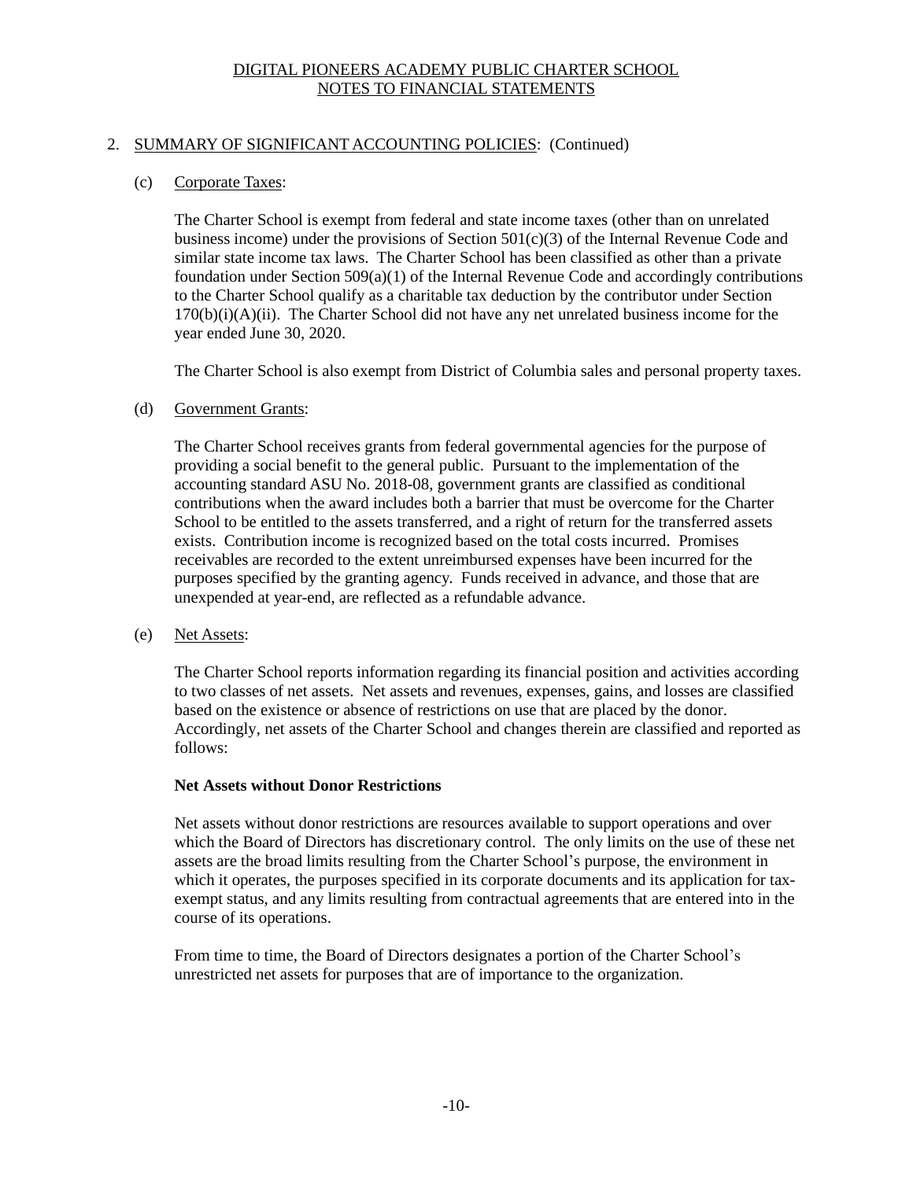DIGITAL PIONEERS ACADEMY PUBLIC CHARTER SCHOOL
NOTES TO FINANCIAL STATEMENTS

2. SUMMARY OF SIGNIFICANT ACCOUNTING POLICIES: (Continued)

(c) Corporate Taxes:

The Charter School is exempt from federal and state income taxes (other than on unrelated business income) under the provisions of Section 501(c)(3) of the Internal Revenue Code and similar state income tax laws. The Charter School has been classified as other than a private foundation under Section 509(a)(1) of the Internal Revenue Code and accordingly contributions to the Charter School qualify as a charitable tax deduction by the contributor under Section 170(b)(i)(A)(ii). The Charter School did not have any net unrelated business income for the year ended June 30, 2020.

The Charter School is also exempt from District of Columbia sales and personal property taxes.

(d) Government Grants:

The Charter School receives grants from federal governmental agencies for the purpose of providing a social benefit to the general public. Pursuant to the implementation of the accounting standard ASU No. 2018-08, government grants are classified as conditional contributions when the award includes both a barrier that must be overcome for the Charter School to be entitled to the assets transferred, and a right of return for the transferred assets exists. Contribution income is recognized based on the total costs incurred. Promises receivables are recorded to the extent unreimbursed expenses have been incurred for the purposes specified by the granting agency. Funds received in advance, and those that are unexpended at year-end, are reflected as a refundable advance.

(e) Net Assets:

The Charter School reports information regarding its financial position and activities according to two classes of net assets. Net assets and revenues, expenses, gains, and losses are classified based on the existence or absence of restrictions on use that are placed by the donor. Accordingly, net assets of the Charter School and changes therein are classified and reported as follows:

**Net Assets without Donor Restrictions**

Net assets without donor restrictions are resources available to support operations and over which the Board of Directors has discretionary control. The only limits on the use of these net assets are the broad limits resulting from the Charter School's purpose, the environment in which it operates, the purposes specified in its corporate documents and its application for tax-exempt status, and any limits resulting from contractual agreements that are entered into in the course of its operations.

From time to time, the Board of Directors designates a portion of the Charter School's unrestricted net assets for purposes that are of importance to the organization.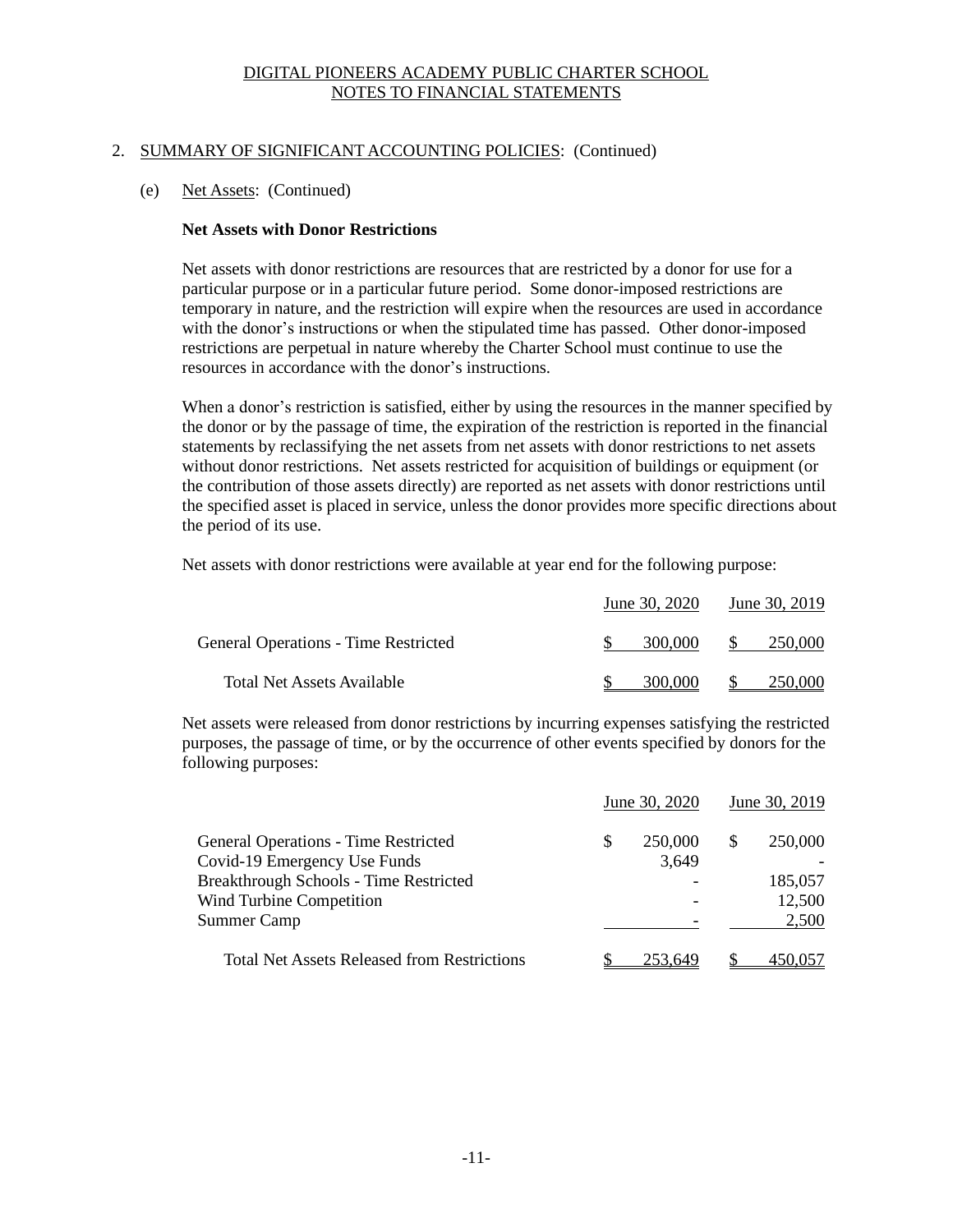DIGITAL PIONEERS ACADEMY PUBLIC CHARTER SCHOOL
NOTES TO FINANCIAL STATEMENTS

2. SUMMARY OF SIGNIFICANT ACCOUNTING POLICIES: (Continued)

(e) Net Assets: (Continued)

**Net Assets with Donor Restrictions**

Net assets with donor restrictions are resources that are restricted by a donor for use for a particular purpose or in a particular future period. Some donor-imposed restrictions are temporary in nature, and the restriction will expire when the resources are used in accordance with the donor's instructions or when the stipulated time has passed. Other donor-imposed restrictions are perpetual in nature whereby the Charter School must continue to use the resources in accordance with the donor's instructions.

When a donor's restriction is satisfied, either by using the resources in the manner specified by the donor or by the passage of time, the expiration of the restriction is reported in the financial statements by reclassifying the net assets from net assets with donor restrictions to net assets without donor restrictions. Net assets restricted for acquisition of buildings or equipment (or the contribution of those assets directly) are reported as net assets with donor restrictions until the specified asset is placed in service, unless the donor provides more specific directions about the period of its use.

Net assets with donor restrictions were available at year end for the following purpose:

| | June 30, 2020 | June 30, 2019 |
|---|---|---|
| General Operations - Time Restricted | $ 300,000 | $ 250,000 |
| Total Net Assets Available | $ 300,000 | $ 250,000 |

Net assets were released from donor restrictions by incurring expenses satisfying the restricted purposes, the passage of time, or by the occurrence of other events specified by donors for the following purposes:

| | June 30, 2020 | June 30, 2019 |
|---|---|---|
| General Operations - Time Restricted | $ 250,000 | $ 250,000 |
| Covid-19 Emergency Use Funds | 3,649 | - |
| Breakthrough Schools - Time Restricted | - | 185,057 |
| Wind Turbine Competition | - | 12,500 |
| Summer Camp | - | 2,500 |
| Total Net Assets Released from Restrictions | $ 253,649 | $ 450,057 |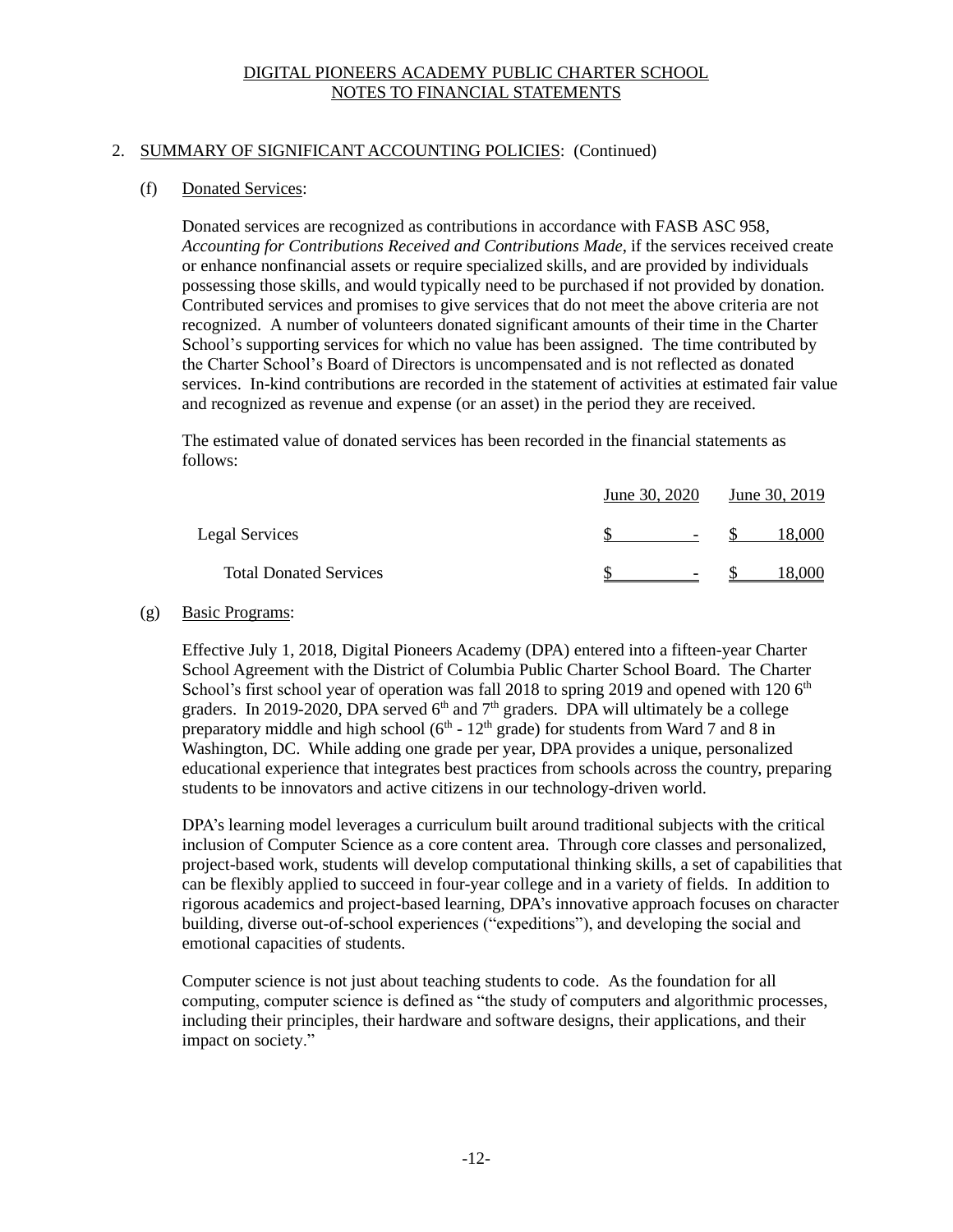DIGITAL PIONEERS ACADEMY PUBLIC CHARTER SCHOOL
NOTES TO FINANCIAL STATEMENTS

2. SUMMARY OF SIGNIFICANT ACCOUNTING POLICIES: (Continued)

(f) Donated Services:

Donated services are recognized as contributions in accordance with FASB ASC 958, *Accounting for Contributions Received and Contributions Made*, if the services received create or enhance nonfinancial assets or require specialized skills, and are provided by individuals possessing those skills, and would typically need to be purchased if not provided by donation. Contributed services and promises to give services that do not meet the above criteria are not recognized. A number of volunteers donated significant amounts of their time in the Charter School's supporting services for which no value has been assigned. The time contributed by the Charter School's Board of Directors is uncompensated and is not reflected as donated services. In-kind contributions are recorded in the statement of activities at estimated fair value and recognized as revenue and expense (or an asset) in the period they are received.

The estimated value of donated services has been recorded in the financial statements as follows:

| | June 30, 2020 | June 30, 2019 |
|---|---|---|
| Legal Services | $ - | $ 18,000 |
| Total Donated Services | $ - | $ 18,000 |

(g) Basic Programs:

Effective July 1, 2018, Digital Pioneers Academy (DPA) entered into a fifteen-year Charter School Agreement with the District of Columbia Public Charter School Board. The Charter School's first school year of operation was fall 2018 to spring 2019 and opened with 120 6th graders. In 2019-2020, DPA served 6th and 7th graders. DPA will ultimately be a college preparatory middle and high school (6th - 12th grade) for students from Ward 7 and 8 in Washington, DC. While adding one grade per year, DPA provides a unique, personalized educational experience that integrates best practices from schools across the country, preparing students to be innovators and active citizens in our technology-driven world.

DPA's learning model leverages a curriculum built around traditional subjects with the critical inclusion of Computer Science as a core content area. Through core classes and personalized, project-based work, students will develop computational thinking skills, a set of capabilities that can be flexibly applied to succeed in four-year college and in a variety of fields. In addition to rigorous academics and project-based learning, DPA's innovative approach focuses on character building, diverse out-of-school experiences ("expeditions"), and developing the social and emotional capacities of students.

Computer science is not just about teaching students to code. As the foundation for all computing, computer science is defined as "the study of computers and algorithmic processes, including their principles, their hardware and software designs, their applications, and their impact on society."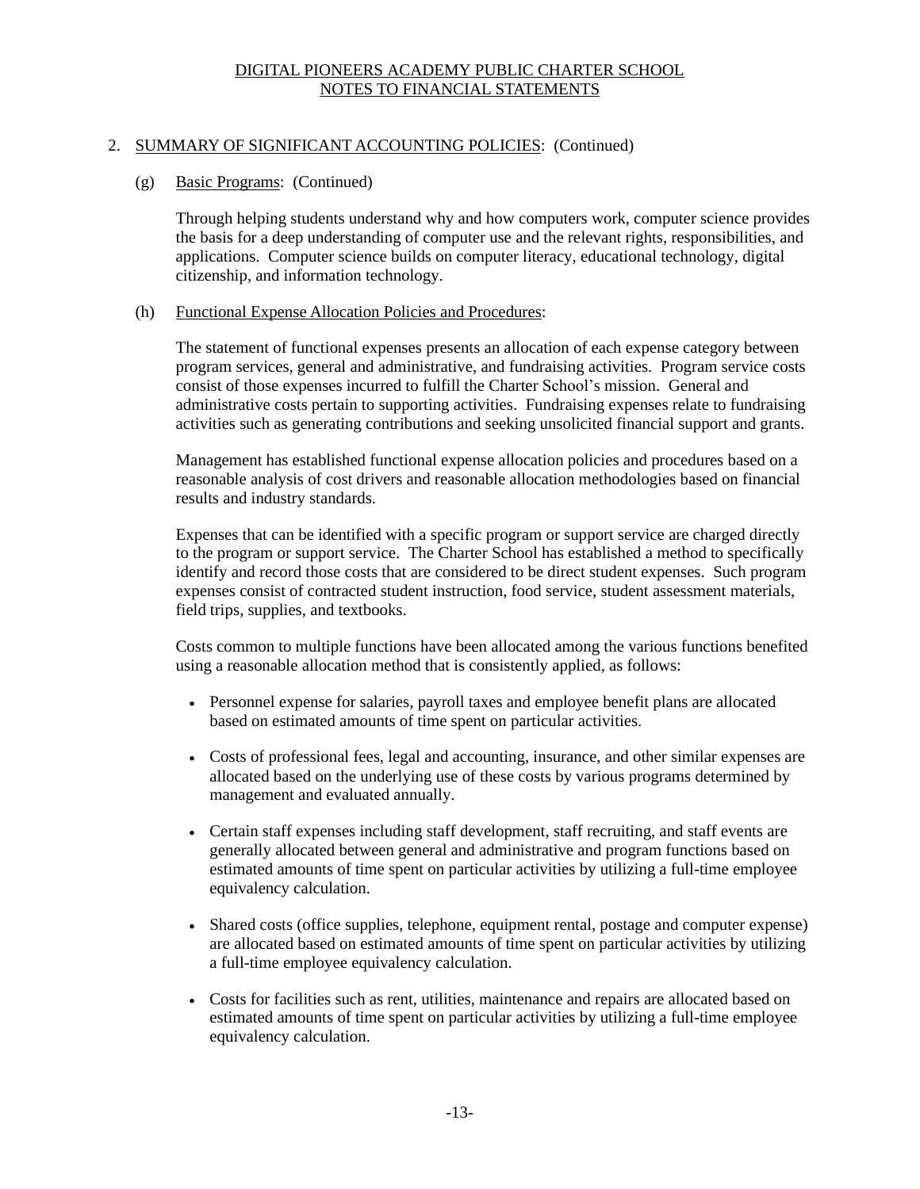## 2. SUMMARY OF SIGNIFICANT ACCOUNTING POLICIES: (Continued)

### (g) Basic Programs: (Continued)

Through helping students understand why and how computers work, computer science provides the basis for a deep understanding of computer use and the relevant rights, responsibilities, and applications. Computer science builds on computer literacy, educational technology, digital citizenship, and information technology.

### (h) Functional Expense Allocation Policies and Procedures:

The statement of functional expenses presents an allocation of each expense category between program services, general and administrative, and fundraising activities. Program service costs consist of those expenses incurred to fulfill the Charter School's mission. General and administrative costs pertain to supporting activities. Fundraising expenses relate to fundraising activities such as generating contributions and seeking unsolicited financial support and grants.

Management has established functional expense allocation policies and procedures based on a reasonable analysis of cost drivers and reasonable allocation methodologies based on financial results and industry standards.

Expenses that can be identified with a specific program or support service are charged directly to the program or support service. The Charter School has established a method to specifically identify and record those costs that are considered to be direct student expenses. Such program expenses consist of contracted student instruction, food service, student assessment materials, field trips, supplies, and textbooks.

Costs common to multiple functions have been allocated among the various functions benefited using a reasonable allocation method that is consistently applied, as follows:

- Personnel expense for salaries, payroll taxes and employee benefit plans are allocated based on estimated amounts of time spent on particular activities.
- Costs of professional fees, legal and accounting, insurance, and other similar expenses are allocated based on the underlying use of these costs by various programs determined by management and evaluated annually.
- Certain staff expenses including staff development, staff recruiting, and staff events are generally allocated between general and administrative and program functions based on estimated amounts of time spent on particular activities by utilizing a full-time employee equivalency calculation.
- Shared costs (office supplies, telephone, equipment rental, postage and computer expense) are allocated based on estimated amounts of time spent on particular activities by utilizing a full-time employee equivalency calculation.
- Costs for facilities such as rent, utilities, maintenance and repairs are allocated based on estimated amounts of time spent on particular activities by utilizing a full-time employee equivalency calculation.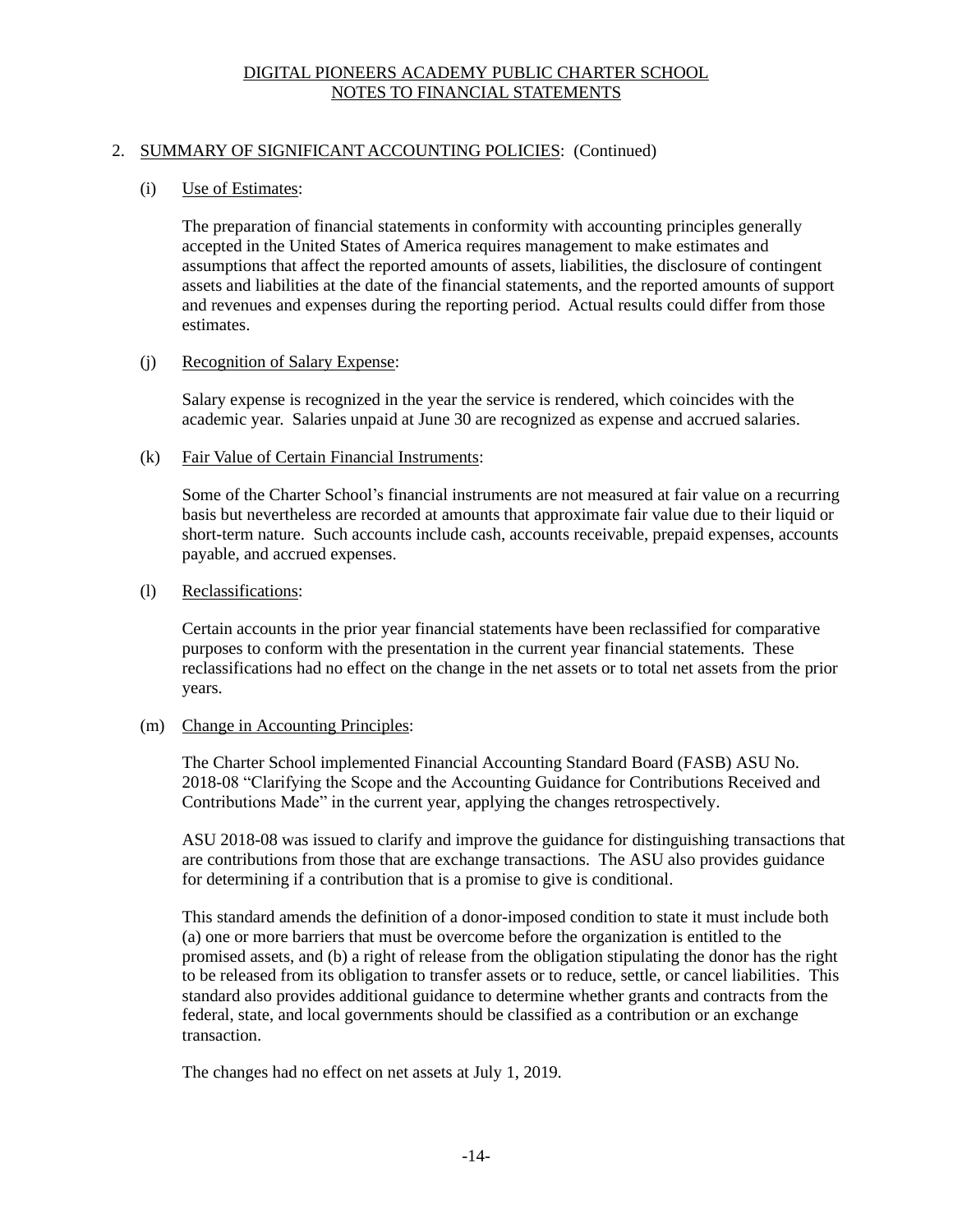DIGITAL PIONEERS ACADEMY PUBLIC CHARTER SCHOOL
NOTES TO FINANCIAL STATEMENTS

## 2. SUMMARY OF SIGNIFICANT ACCOUNTING POLICIES: (Continued)

### (i) Use of Estimates:

The preparation of financial statements in conformity with accounting principles generally accepted in the United States of America requires management to make estimates and assumptions that affect the reported amounts of assets, liabilities, the disclosure of contingent assets and liabilities at the date of the financial statements, and the reported amounts of support and revenues and expenses during the reporting period. Actual results could differ from those estimates.

### (j) Recognition of Salary Expense:

Salary expense is recognized in the year the service is rendered, which coincides with the academic year. Salaries unpaid at June 30 are recognized as expense and accrued salaries.

### (k) Fair Value of Certain Financial Instruments:

Some of the Charter School's financial instruments are not measured at fair value on a recurring basis but nevertheless are recorded at amounts that approximate fair value due to their liquid or short-term nature. Such accounts include cash, accounts receivable, prepaid expenses, accounts payable, and accrued expenses.

### (l) Reclassifications:

Certain accounts in the prior year financial statements have been reclassified for comparative purposes to conform with the presentation in the current year financial statements. These reclassifications had no effect on the change in the net assets or to total net assets from the prior years.

### (m) Change in Accounting Principles:

The Charter School implemented Financial Accounting Standard Board (FASB) ASU No. 2018-08 "Clarifying the Scope and the Accounting Guidance for Contributions Received and Contributions Made" in the current year, applying the changes retrospectively.

ASU 2018-08 was issued to clarify and improve the guidance for distinguishing transactions that are contributions from those that are exchange transactions. The ASU also provides guidance for determining if a contribution that is a promise to give is conditional.

This standard amends the definition of a donor-imposed condition to state it must include both (a) one or more barriers that must be overcome before the organization is entitled to the promised assets, and (b) a right of release from the obligation stipulating the donor has the right to be released from its obligation to transfer assets or to reduce, settle, or cancel liabilities. This standard also provides additional guidance to determine whether grants and contracts from the federal, state, and local governments should be classified as a contribution or an exchange transaction.

The changes had no effect on net assets at July 1, 2019.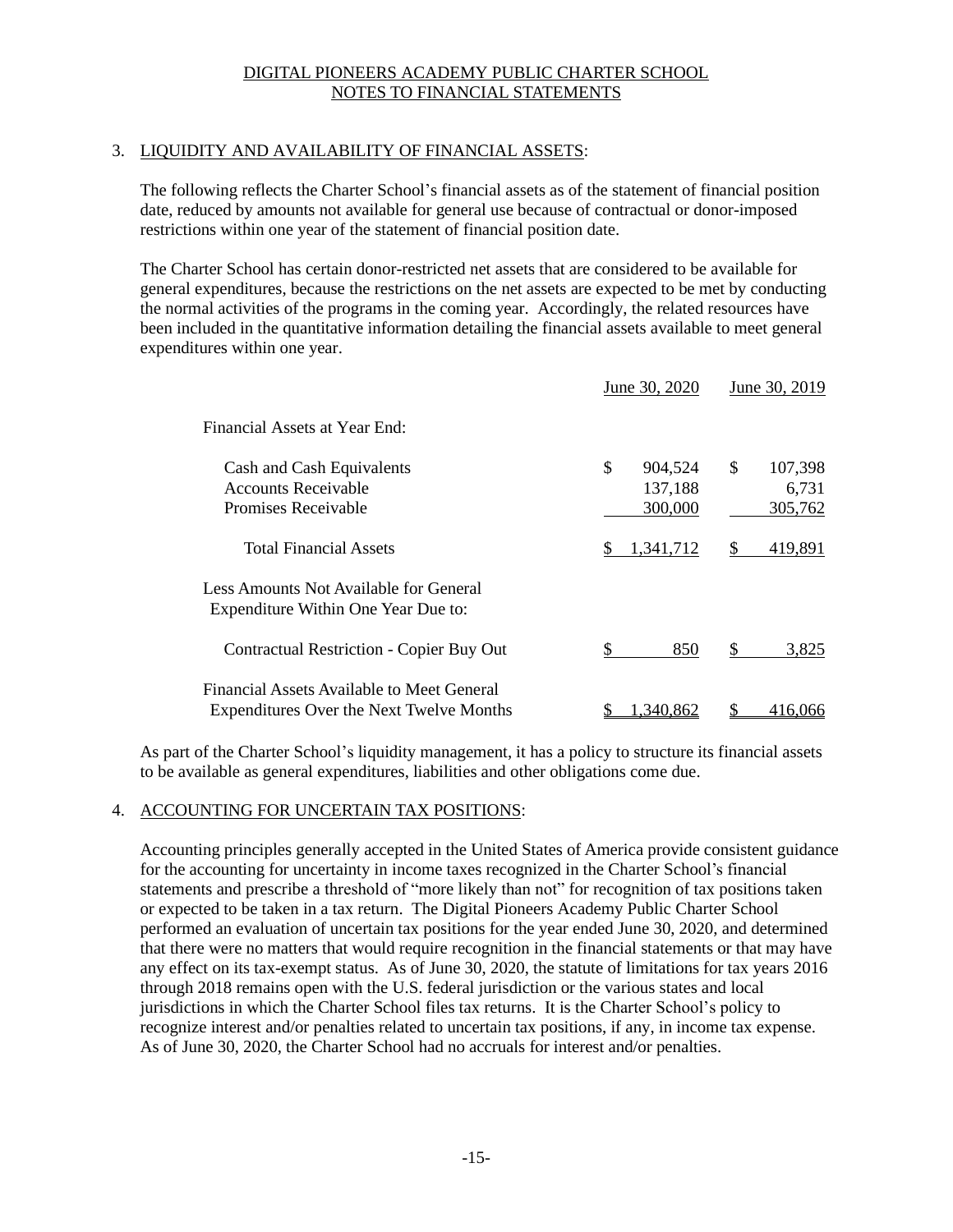DIGITAL PIONEERS ACADEMY PUBLIC CHARTER SCHOOL
NOTES TO FINANCIAL STATEMENTS

## 3. LIQUIDITY AND AVAILABILITY OF FINANCIAL ASSETS:

The following reflects the Charter School's financial assets as of the statement of financial position date, reduced by amounts not available for general use because of contractual or donor-imposed restrictions within one year of the statement of financial position date.

The Charter School has certain donor-restricted net assets that are considered to be available for general expenditures, because the restrictions on the net assets are expected to be met by conducting the normal activities of the programs in the coming year. Accordingly, the related resources have been included in the quantitative information detailing the financial assets available to meet general expenditures within one year.

| | June 30, 2020 | June 30, 2019 |
|---|---|---|
| Financial Assets at Year End: | | |
| Cash and Cash Equivalents | $ 904,524 | $ 107,398 |
| Accounts Receivable | 137,188 | 6,731 |
| Promises Receivable | 300,000 | 305,762 |
| Total Financial Assets | $ 1,341,712 | $ 419,891 |
| Less Amounts Not Available for General Expenditure Within One Year Due to: | | |
| Contractual Restriction - Copier Buy Out | $ 850 | $ 3,825 |
| Financial Assets Available to Meet General Expenditures Over the Next Twelve Months | $ 1,340,862 | $ 416,066 |

As part of the Charter School's liquidity management, it has a policy to structure its financial assets to be available as general expenditures, liabilities and other obligations come due.

## 4. ACCOUNTING FOR UNCERTAIN TAX POSITIONS:

Accounting principles generally accepted in the United States of America provide consistent guidance for the accounting for uncertainty in income taxes recognized in the Charter School's financial statements and prescribe a threshold of "more likely than not" for recognition of tax positions taken or expected to be taken in a tax return. The Digital Pioneers Academy Public Charter School performed an evaluation of uncertain tax positions for the year ended June 30, 2020, and determined that there were no matters that would require recognition in the financial statements or that may have any effect on its tax-exempt status. As of June 30, 2020, the statute of limitations for tax years 2016 through 2018 remains open with the U.S. federal jurisdiction or the various states and local jurisdictions in which the Charter School files tax returns. It is the Charter School's policy to recognize interest and/or penalties related to uncertain tax positions, if any, in income tax expense. As of June 30, 2020, the Charter School had no accruals for interest and/or penalties.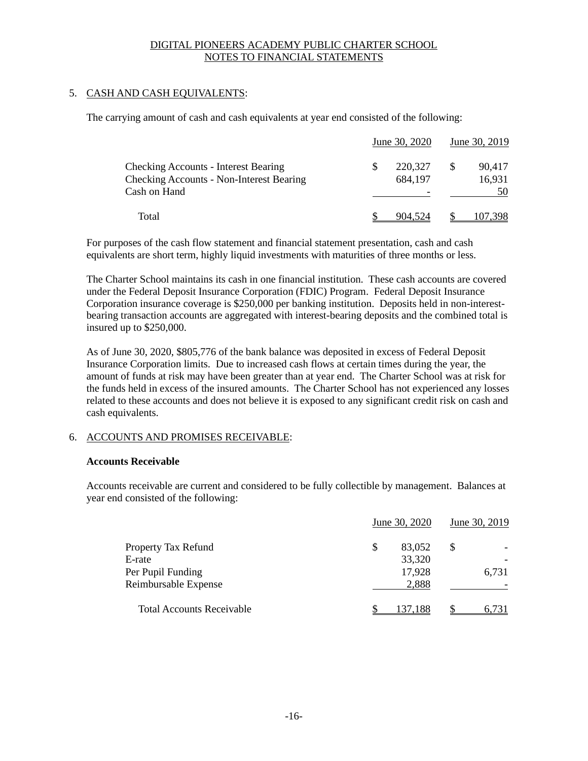DIGITAL PIONEERS ACADEMY PUBLIC CHARTER SCHOOL
NOTES TO FINANCIAL STATEMENTS

## 5. CASH AND CASH EQUIVALENTS:

The carrying amount of cash and cash equivalents at year end consisted of the following:

| | June 30, 2020 | June 30, 2019 |
|---|---|---|
| Checking Accounts - Interest Bearing | $ 220,327 | $ 90,417 |
| Checking Accounts - Non-Interest Bearing | 684,197 | 16,931 |
| Cash on Hand | - | 50 |
| Total | $ 904,524 | $ 107,398 |

For purposes of the cash flow statement and financial statement presentation, cash and cash equivalents are short term, highly liquid investments with maturities of three months or less.

The Charter School maintains its cash in one financial institution. These cash accounts are covered under the Federal Deposit Insurance Corporation (FDIC) Program. Federal Deposit Insurance Corporation insurance coverage is $250,000 per banking institution. Deposits held in non-interest-bearing transaction accounts are aggregated with interest-bearing deposits and the combined total is insured up to $250,000.

As of June 30, 2020, $805,776 of the bank balance was deposited in excess of Federal Deposit Insurance Corporation limits. Due to increased cash flows at certain times during the year, the amount of funds at risk may have been greater than at year end. The Charter School was at risk for the funds held in excess of the insured amounts. The Charter School has not experienced any losses related to these accounts and does not believe it is exposed to any significant credit risk on cash and cash equivalents.

## 6. ACCOUNTS AND PROMISES RECEIVABLE:

**Accounts Receivable**

Accounts receivable are current and considered to be fully collectible by management. Balances at year end consisted of the following:

| | June 30, 2020 | June 30, 2019 |
|---|---|---|
| Property Tax Refund | $ 83,052 | $ - |
| E-rate | 33,320 | - |
| Per Pupil Funding | 17,928 | 6,731 |
| Reimbursable Expense | 2,888 | - |
| Total Accounts Receivable | $ 137,188 | $ 6,731 |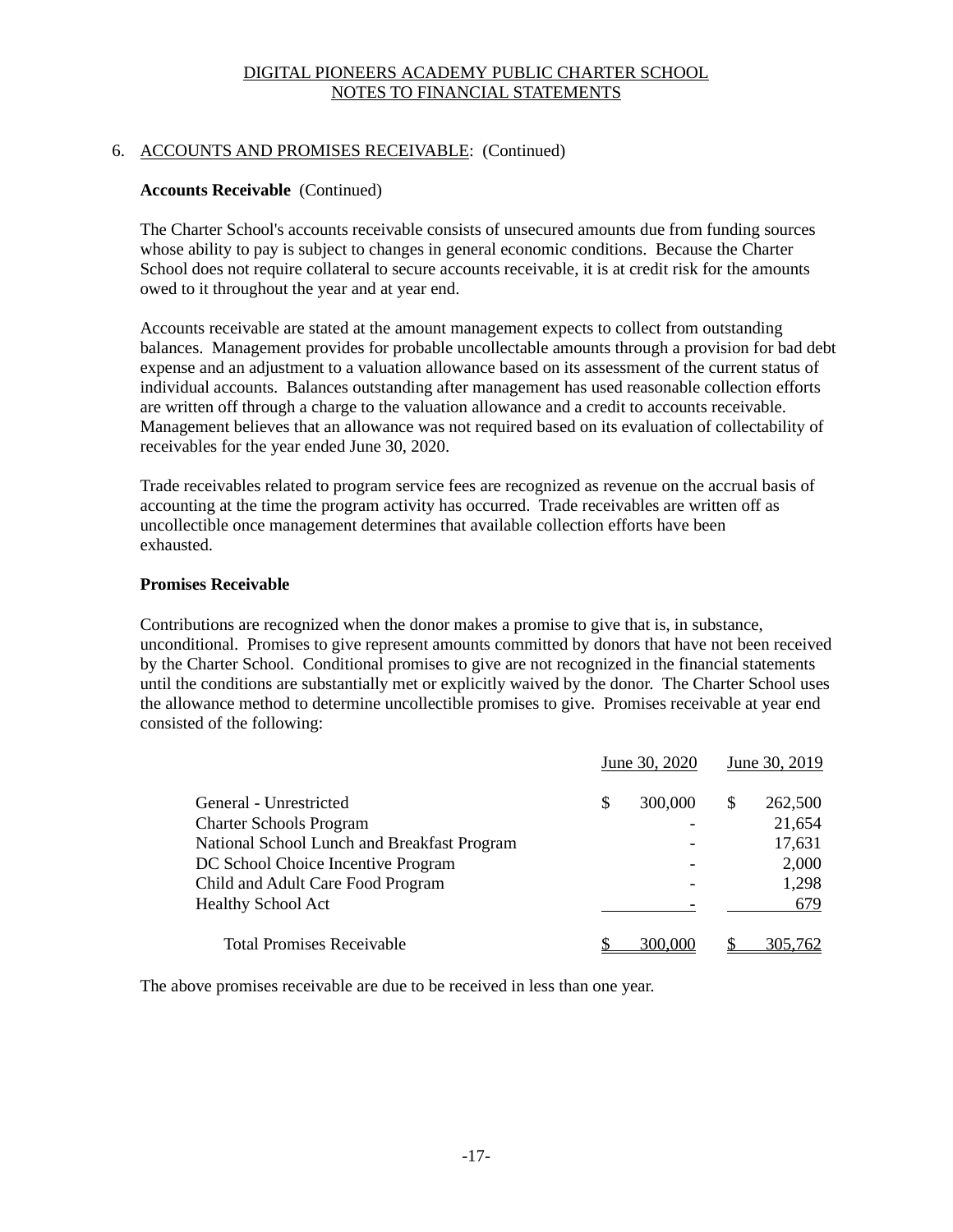DIGITAL PIONEERS ACADEMY PUBLIC CHARTER SCHOOL
NOTES TO FINANCIAL STATEMENTS

## 6. ACCOUNTS AND PROMISES RECEIVABLE: (Continued)

**Accounts Receivable** (Continued)

The Charter School's accounts receivable consists of unsecured amounts due from funding sources whose ability to pay is subject to changes in general economic conditions. Because the Charter School does not require collateral to secure accounts receivable, it is at credit risk for the amounts owed to it throughout the year and at year end.

Accounts receivable are stated at the amount management expects to collect from outstanding balances. Management provides for probable uncollectable amounts through a provision for bad debt expense and an adjustment to a valuation allowance based on its assessment of the current status of individual accounts. Balances outstanding after management has used reasonable collection efforts are written off through a charge to the valuation allowance and a credit to accounts receivable. Management believes that an allowance was not required based on its evaluation of collectability of receivables for the year ended June 30, 2020.

Trade receivables related to program service fees are recognized as revenue on the accrual basis of accounting at the time the program activity has occurred. Trade receivables are written off as uncollectible once management determines that available collection efforts have been exhausted.

**Promises Receivable**

Contributions are recognized when the donor makes a promise to give that is, in substance, unconditional. Promises to give represent amounts committed by donors that have not been received by the Charter School. Conditional promises to give are not recognized in the financial statements until the conditions are substantially met or explicitly waived by the donor. The Charter School uses the allowance method to determine uncollectible promises to give. Promises receivable at year end consisted of the following:

| | June 30, 2020 | June 30, 2019 |
|---|---|---|
| General - Unrestricted | $ 300,000 | $ 262,500 |
| Charter Schools Program | - | 21,654 |
| National School Lunch and Breakfast Program | - | 17,631 |
| DC School Choice Incentive Program | - | 2,000 |
| Child and Adult Care Food Program | - | 1,298 |
| Healthy School Act | - | 679 |
| Total Promises Receivable | $ 300,000 | $ 305,762 |

The above promises receivable are due to be received in less than one year.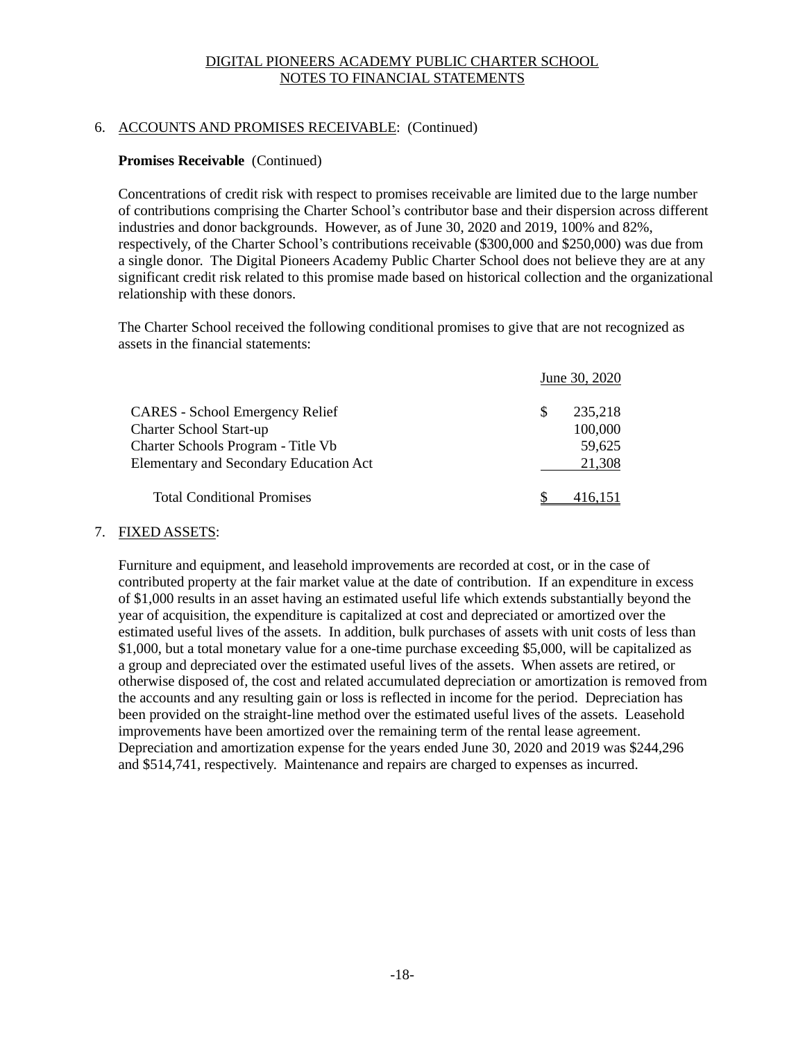DIGITAL PIONEERS ACADEMY PUBLIC CHARTER SCHOOL
NOTES TO FINANCIAL STATEMENTS

## 6. ACCOUNTS AND PROMISES RECEIVABLE: (Continued)

**Promises Receivable** (Continued)

Concentrations of credit risk with respect to promises receivable are limited due to the large number of contributions comprising the Charter School's contributor base and their dispersion across different industries and donor backgrounds. However, as of June 30, 2020 and 2019, 100% and 82%, respectively, of the Charter School's contributions receivable ($300,000 and $250,000) was due from a single donor. The Digital Pioneers Academy Public Charter School does not believe they are at any significant credit risk related to this promise made based on historical collection and the organizational relationship with these donors.

The Charter School received the following conditional promises to give that are not recognized as assets in the financial statements:

| | June 30, 2020 |
|---|---|
| CARES - School Emergency Relief | $ 235,218 |
| Charter School Start-up | 100,000 |
| Charter Schools Program - Title Vb | 59,625 |
| Elementary and Secondary Education Act | 21,308 |
| Total Conditional Promises | $ 416,151 |

## 7. FIXED ASSETS:

Furniture and equipment, and leasehold improvements are recorded at cost, or in the case of contributed property at the fair market value at the date of contribution. If an expenditure in excess of $1,000 results in an asset having an estimated useful life which extends substantially beyond the year of acquisition, the expenditure is capitalized at cost and depreciated or amortized over the estimated useful lives of the assets. In addition, bulk purchases of assets with unit costs of less than $1,000, but a total monetary value for a one-time purchase exceeding $5,000, will be capitalized as a group and depreciated over the estimated useful lives of the assets. When assets are retired, or otherwise disposed of, the cost and related accumulated depreciation or amortization is removed from the accounts and any resulting gain or loss is reflected in income for the period. Depreciation has been provided on the straight-line method over the estimated useful lives of the assets. Leasehold improvements have been amortized over the remaining term of the rental lease agreement. Depreciation and amortization expense for the years ended June 30, 2020 and 2019 was $244,296 and $514,741, respectively. Maintenance and repairs are charged to expenses as incurred.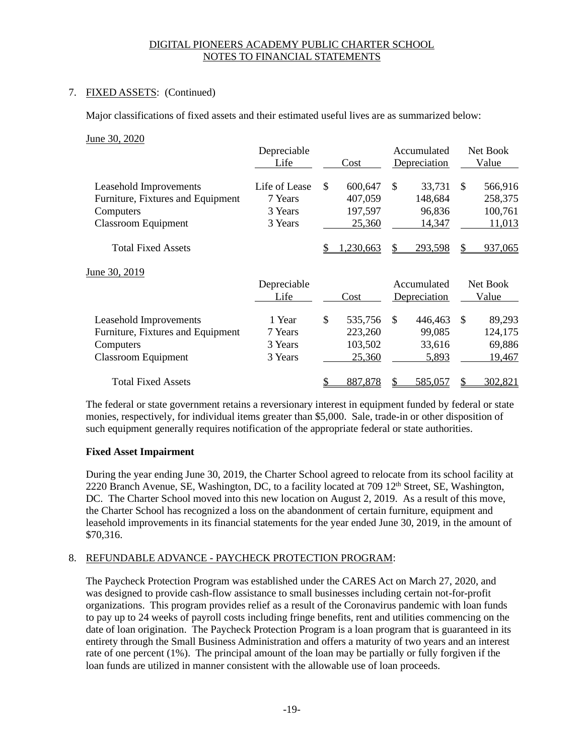DIGITAL PIONEERS ACADEMY PUBLIC CHARTER SCHOOL
NOTES TO FINANCIAL STATEMENTS

7. FIXED ASSETS: (Continued)

Major classifications of fixed assets and their estimated useful lives are as summarized below:

June 30, 2020

| | Depreciable Life | Cost | Accumulated Depreciation | Net Book Value |
|---|---|---|---|---|
| Leasehold Improvements | Life of Lease | $ 600,647 | $ 33,731 | $ 566,916 |
| Furniture, Fixtures and Equipment | 7 Years | 407,059 | 148,684 | 258,375 |
| Computers | 3 Years | 197,597 | 96,836 | 100,761 |
| Classroom Equipment | 3 Years | 25,360 | 14,347 | 11,013 |
| Total Fixed Assets | | $ 1,230,663 | $ 293,598 | $ 937,065 |

June 30, 2019

| | Depreciable Life | Cost | Accumulated Depreciation | Net Book Value |
|---|---|---|---|---|
| Leasehold Improvements | 1 Year | $ 535,756 | $ 446,463 | $ 89,293 |
| Furniture, Fixtures and Equipment | 7 Years | 223,260 | 99,085 | 124,175 |
| Computers | 3 Years | 103,502 | 33,616 | 69,886 |
| Classroom Equipment | 3 Years | 25,360 | 5,893 | 19,467 |
| Total Fixed Assets | | $ 887,878 | $ 585,057 | $ 302,821 |

The federal or state government retains a reversionary interest in equipment funded by federal or state monies, respectively, for individual items greater than $5,000. Sale, trade-in or other disposition of such equipment generally requires notification of the appropriate federal or state authorities.

**Fixed Asset Impairment**

During the year ending June 30, 2019, the Charter School agreed to relocate from its school facility at 2220 Branch Avenue, SE, Washington, DC, to a facility located at 709 12th Street, SE, Washington, DC. The Charter School moved into this new location on August 2, 2019. As a result of this move, the Charter School has recognized a loss on the abandonment of certain furniture, equipment and leasehold improvements in its financial statements for the year ended June 30, 2019, in the amount of $70,316.

8. REFUNDABLE ADVANCE - PAYCHECK PROTECTION PROGRAM:

The Paycheck Protection Program was established under the CARES Act on March 27, 2020, and was designed to provide cash-flow assistance to small businesses including certain not-for-profit organizations. This program provides relief as a result of the Coronavirus pandemic with loan funds to pay up to 24 weeks of payroll costs including fringe benefits, rent and utilities commencing on the date of loan origination. The Paycheck Protection Program is a loan program that is guaranteed in its entirety through the Small Business Administration and offers a maturity of two years and an interest rate of one percent (1%). The principal amount of the loan may be partially or fully forgiven if the loan funds are utilized in manner consistent with the allowable use of loan proceeds.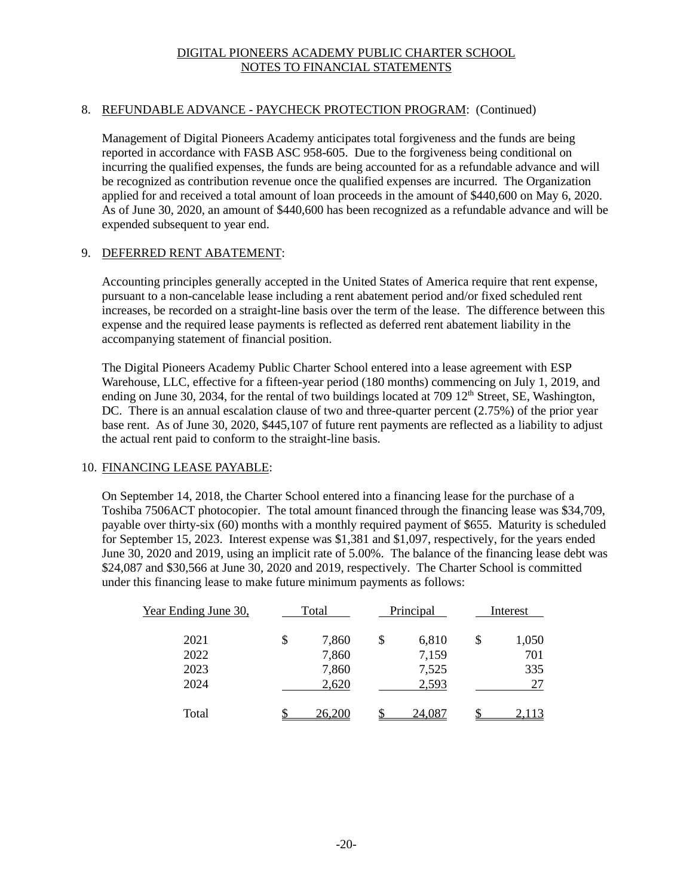DIGITAL PIONEERS ACADEMY PUBLIC CHARTER SCHOOL
NOTES TO FINANCIAL STATEMENTS

8. REFUNDABLE ADVANCE - PAYCHECK PROTECTION PROGRAM: (Continued)

Management of Digital Pioneers Academy anticipates total forgiveness and the funds are being reported in accordance with FASB ASC 958-605. Due to the forgiveness being conditional on incurring the qualified expenses, the funds are being accounted for as a refundable advance and will be recognized as contribution revenue once the qualified expenses are incurred. The Organization applied for and received a total amount of loan proceeds in the amount of $440,600 on May 6, 2020. As of June 30, 2020, an amount of $440,600 has been recognized as a refundable advance and will be expended subsequent to year end.

9. DEFERRED RENT ABATEMENT:

Accounting principles generally accepted in the United States of America require that rent expense, pursuant to a non-cancelable lease including a rent abatement period and/or fixed scheduled rent increases, be recorded on a straight-line basis over the term of the lease. The difference between this expense and the required lease payments is reflected as deferred rent abatement liability in the accompanying statement of financial position.

The Digital Pioneers Academy Public Charter School entered into a lease agreement with ESP Warehouse, LLC, effective for a fifteen-year period (180 months) commencing on July 1, 2019, and ending on June 30, 2034, for the rental of two buildings located at 709 12th Street, SE, Washington, DC. There is an annual escalation clause of two and three-quarter percent (2.75%) of the prior year base rent. As of June 30, 2020, $445,107 of future rent payments are reflected as a liability to adjust the actual rent paid to conform to the straight-line basis.

10. FINANCING LEASE PAYABLE:

On September 14, 2018, the Charter School entered into a financing lease for the purchase of a Toshiba 7506ACT photocopier. The total amount financed through the financing lease was $34,709, payable over thirty-six (60) months with a monthly required payment of $655. Maturity is scheduled for September 15, 2023. Interest expense was $1,381 and $1,097, respectively, for the years ended June 30, 2020 and 2019, using an implicit rate of 5.00%. The balance of the financing lease debt was $24,087 and $30,566 at June 30, 2020 and 2019, respectively. The Charter School is committed under this financing lease to make future minimum payments as follows:

| Year Ending June 30, | Total | Principal | Interest |
|---|---|---|---|
| 2021 | $ 7,860 | $ 6,810 | $ 1,050 |
| 2022 | 7,860 | 7,159 | 701 |
| 2023 | 7,860 | 7,525 | 335 |
| 2024 | 2,620 | 2,593 | 27 |
| Total | $ 26,200 | $ 24,087 | $ 2,113 |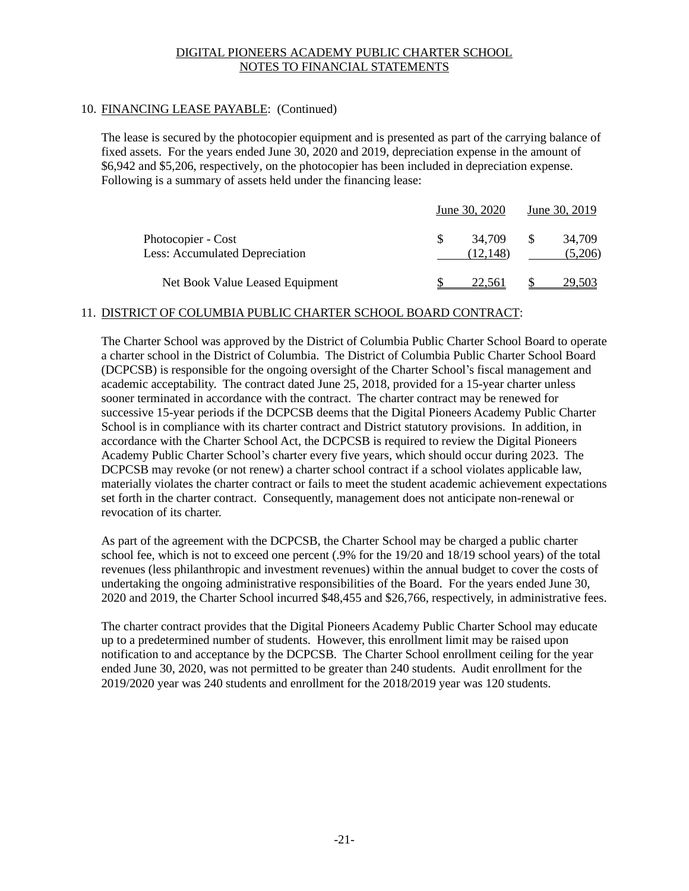DIGITAL PIONEERS ACADEMY PUBLIC CHARTER SCHOOL
NOTES TO FINANCIAL STATEMENTS

## 10. FINANCING LEASE PAYABLE: (Continued)

The lease is secured by the photocopier equipment and is presented as part of the carrying balance of fixed assets. For the years ended June 30, 2020 and 2019, depreciation expense in the amount of $6,942 and $5,206, respectively, on the photocopier has been included in depreciation expense. Following is a summary of assets held under the financing lease:

| | June 30, 2020 | June 30, 2019 |
|---|---|---|
| Photocopier - Cost | $ 34,709 | $ 34,709 |
| Less: Accumulated Depreciation | (12,148) | (5,206) |
| Net Book Value Leased Equipment | $ 22,561 | $ 29,503 |

## 11. DISTRICT OF COLUMBIA PUBLIC CHARTER SCHOOL BOARD CONTRACT:

The Charter School was approved by the District of Columbia Public Charter School Board to operate a charter school in the District of Columbia. The District of Columbia Public Charter School Board (DCPCSB) is responsible for the ongoing oversight of the Charter School's fiscal management and academic acceptability. The contract dated June 25, 2018, provided for a 15-year charter unless sooner terminated in accordance with the contract. The charter contract may be renewed for successive 15-year periods if the DCPCSB deems that the Digital Pioneers Academy Public Charter School is in compliance with its charter contract and District statutory provisions. In addition, in accordance with the Charter School Act, the DCPCSB is required to review the Digital Pioneers Academy Public Charter School's charter every five years, which should occur during 2023. The DCPCSB may revoke (or not renew) a charter school contract if a school violates applicable law, materially violates the charter contract or fails to meet the student academic achievement expectations set forth in the charter contract. Consequently, management does not anticipate non-renewal or revocation of its charter.

As part of the agreement with the DCPCSB, the Charter School may be charged a public charter school fee, which is not to exceed one percent (.9% for the 19/20 and 18/19 school years) of the total revenues (less philanthropic and investment revenues) within the annual budget to cover the costs of undertaking the ongoing administrative responsibilities of the Board. For the years ended June 30, 2020 and 2019, the Charter School incurred $48,455 and $26,766, respectively, in administrative fees.

The charter contract provides that the Digital Pioneers Academy Public Charter School may educate up to a predetermined number of students. However, this enrollment limit may be raised upon notification to and acceptance by the DCPCSB. The Charter School enrollment ceiling for the year ended June 30, 2020, was not permitted to be greater than 240 students. Audit enrollment for the 2019/2020 year was 240 students and enrollment for the 2018/2019 year was 120 students.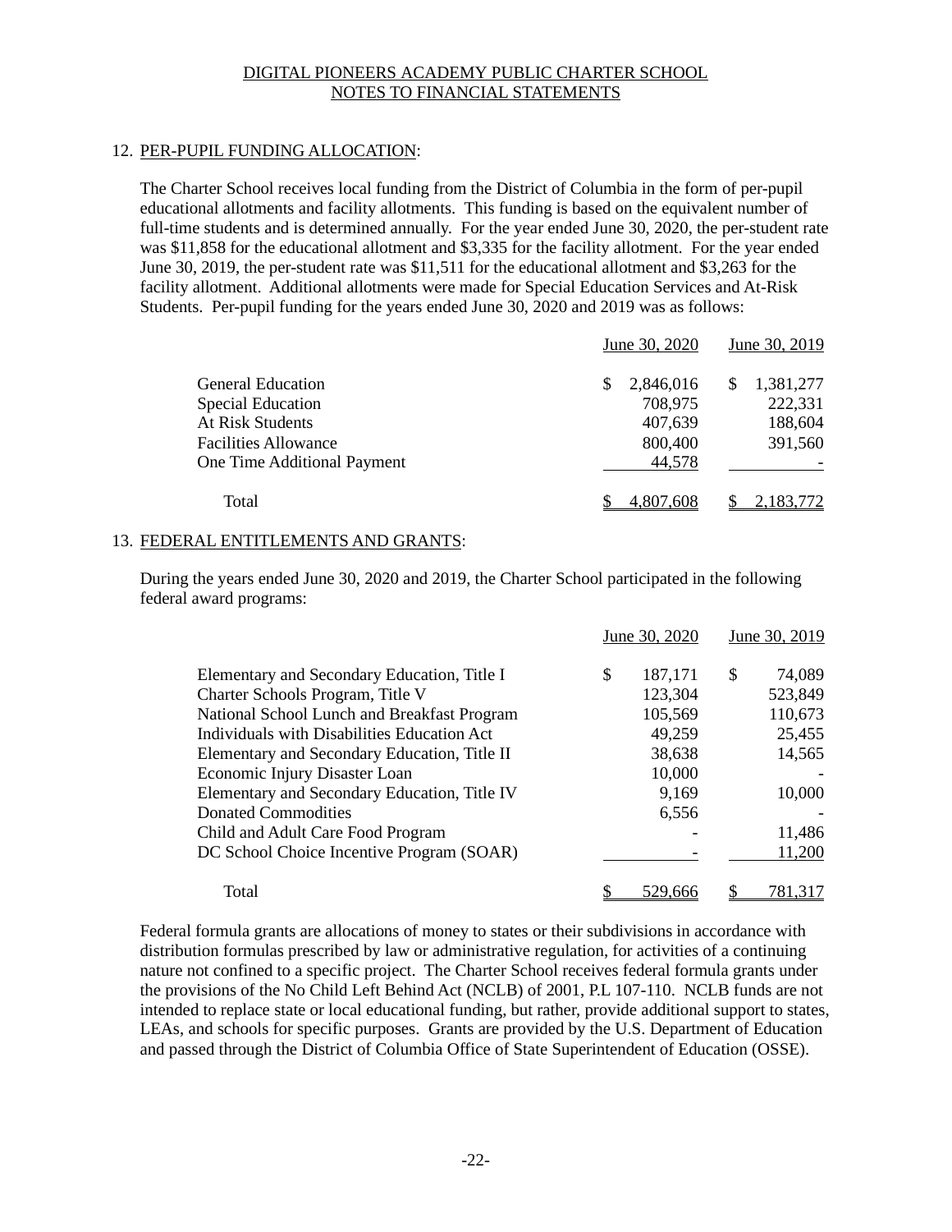DIGITAL PIONEERS ACADEMY PUBLIC CHARTER SCHOOL
NOTES TO FINANCIAL STATEMENTS

## 12. PER-PUPIL FUNDING ALLOCATION:

The Charter School receives local funding from the District of Columbia in the form of per-pupil educational allotments and facility allotments. This funding is based on the equivalent number of full-time students and is determined annually. For the year ended June 30, 2020, the per-student rate was $11,858 for the educational allotment and $3,335 for the facility allotment. For the year ended June 30, 2019, the per-student rate was $11,511 for the educational allotment and $3,263 for the facility allotment. Additional allotments were made for Special Education Services and At-Risk Students. Per-pupil funding for the years ended June 30, 2020 and 2019 was as follows:

| | June 30, 2020 | June 30, 2019 |
|---|---|---|
| General Education | $ 2,846,016 | $ 1,381,277 |
| Special Education | 708,975 | 222,331 |
| At Risk Students | 407,639 | 188,604 |
| Facilities Allowance | 800,400 | 391,560 |
| One Time Additional Payment | 44,578 | - |
| Total | $ 4,807,608 | $ 2,183,772 |

## 13. FEDERAL ENTITLEMENTS AND GRANTS:

During the years ended June 30, 2020 and 2019, the Charter School participated in the following federal award programs:

| | June 30, 2020 | June 30, 2019 |
|---|---|---|
| Elementary and Secondary Education, Title I | $ 187,171 | $ 74,089 |
| Charter Schools Program, Title V | 123,304 | 523,849 |
| National School Lunch and Breakfast Program | 105,569 | 110,673 |
| Individuals with Disabilities Education Act | 49,259 | 25,455 |
| Elementary and Secondary Education, Title II | 38,638 | 14,565 |
| Economic Injury Disaster Loan | 10,000 | - |
| Elementary and Secondary Education, Title IV | 9,169 | 10,000 |
| Donated Commodities | 6,556 | - |
| Child and Adult Care Food Program | - | 11,486 |
| DC School Choice Incentive Program (SOAR) | - | 11,200 |
| Total | $ 529,666 | $ 781,317 |

Federal formula grants are allocations of money to states or their subdivisions in accordance with distribution formulas prescribed by law or administrative regulation, for activities of a continuing nature not confined to a specific project. The Charter School receives federal formula grants under the provisions of the No Child Left Behind Act (NCLB) of 2001, P.L 107-110. NCLB funds are not intended to replace state or local educational funding, but rather, provide additional support to states, LEAs, and schools for specific purposes. Grants are provided by the U.S. Department of Education and passed through the District of Columbia Office of State Superintendent of Education (OSSE).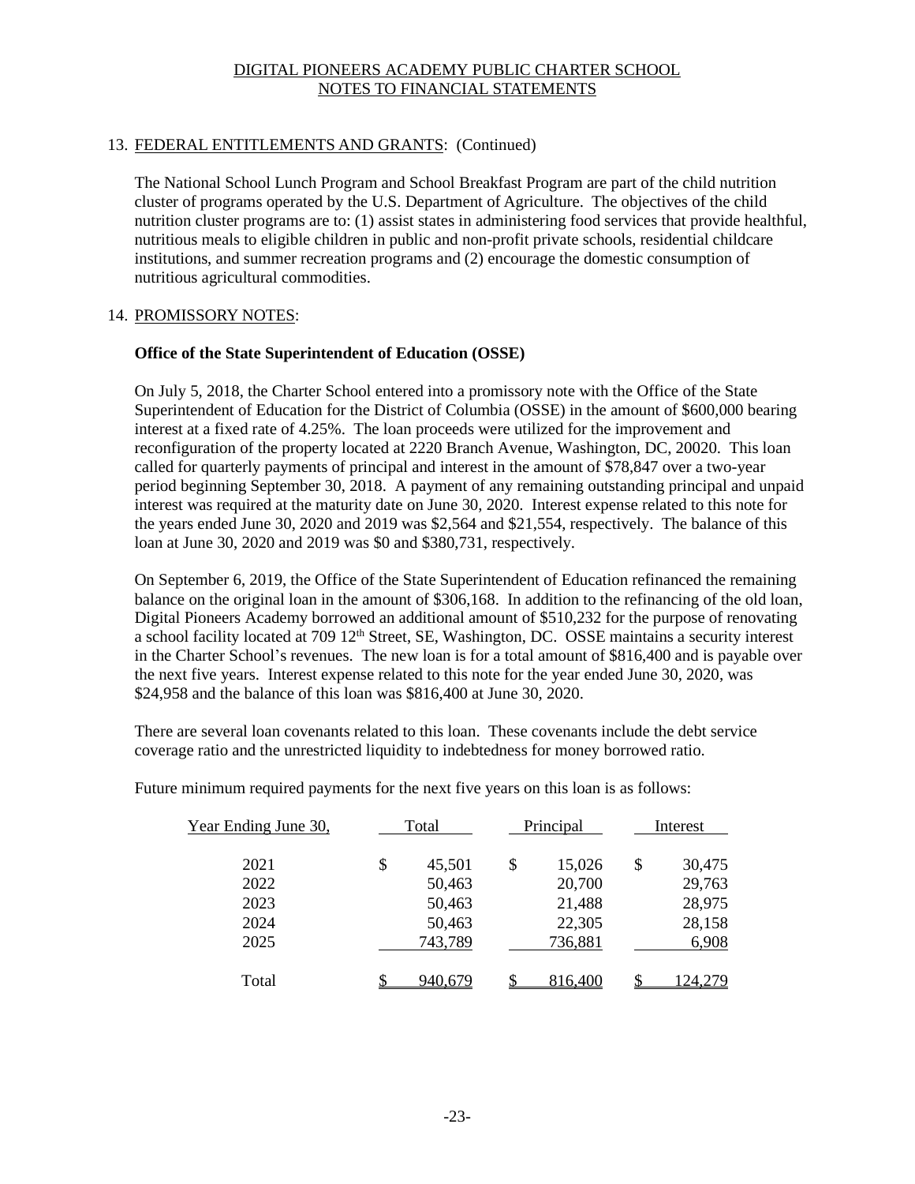DIGITAL PIONEERS ACADEMY PUBLIC CHARTER SCHOOL
NOTES TO FINANCIAL STATEMENTS

13. FEDERAL ENTITLEMENTS AND GRANTS: (Continued)

The National School Lunch Program and School Breakfast Program are part of the child nutrition cluster of programs operated by the U.S. Department of Agriculture. The objectives of the child nutrition cluster programs are to: (1) assist states in administering food services that provide healthful, nutritious meals to eligible children in public and non-profit private schools, residential childcare institutions, and summer recreation programs and (2) encourage the domestic consumption of nutritious agricultural commodities.

14. PROMISSORY NOTES:

**Office of the State Superintendent of Education (OSSE)**

On July 5, 2018, the Charter School entered into a promissory note with the Office of the State Superintendent of Education for the District of Columbia (OSSE) in the amount of $600,000 bearing interest at a fixed rate of 4.25%. The loan proceeds were utilized for the improvement and reconfiguration of the property located at 2220 Branch Avenue, Washington, DC, 20020. This loan called for quarterly payments of principal and interest in the amount of $78,847 over a two-year period beginning September 30, 2018. A payment of any remaining outstanding principal and unpaid interest was required at the maturity date on June 30, 2020. Interest expense related to this note for the years ended June 30, 2020 and 2019 was $2,564 and $21,554, respectively. The balance of this loan at June 30, 2020 and 2019 was $0 and $380,731, respectively.

On September 6, 2019, the Office of the State Superintendent of Education refinanced the remaining balance on the original loan in the amount of $306,168. In addition to the refinancing of the old loan, Digital Pioneers Academy borrowed an additional amount of $510,232 for the purpose of renovating a school facility located at 709 12th Street, SE, Washington, DC. OSSE maintains a security interest in the Charter School's revenues. The new loan is for a total amount of $816,400 and is payable over the next five years. Interest expense related to this note for the year ended June 30, 2020, was $24,958 and the balance of this loan was $816,400 at June 30, 2020.

There are several loan covenants related to this loan. These covenants include the debt service coverage ratio and the unrestricted liquidity to indebtedness for money borrowed ratio.

Future minimum required payments for the next five years on this loan is as follows:

| Year Ending June 30, | Total | Principal | Interest |
|---|---|---|---|
| 2021 | $ 45,501 | $ 15,026 | $ 30,475 |
| 2022 | 50,463 | 20,700 | 29,763 |
| 2023 | 50,463 | 21,488 | 28,975 |
| 2024 | 50,463 | 22,305 | 28,158 |
| 2025 | 743,789 | 736,881 | 6,908 |
| Total | $ 940,679 | $ 816,400 | $ 124,279 |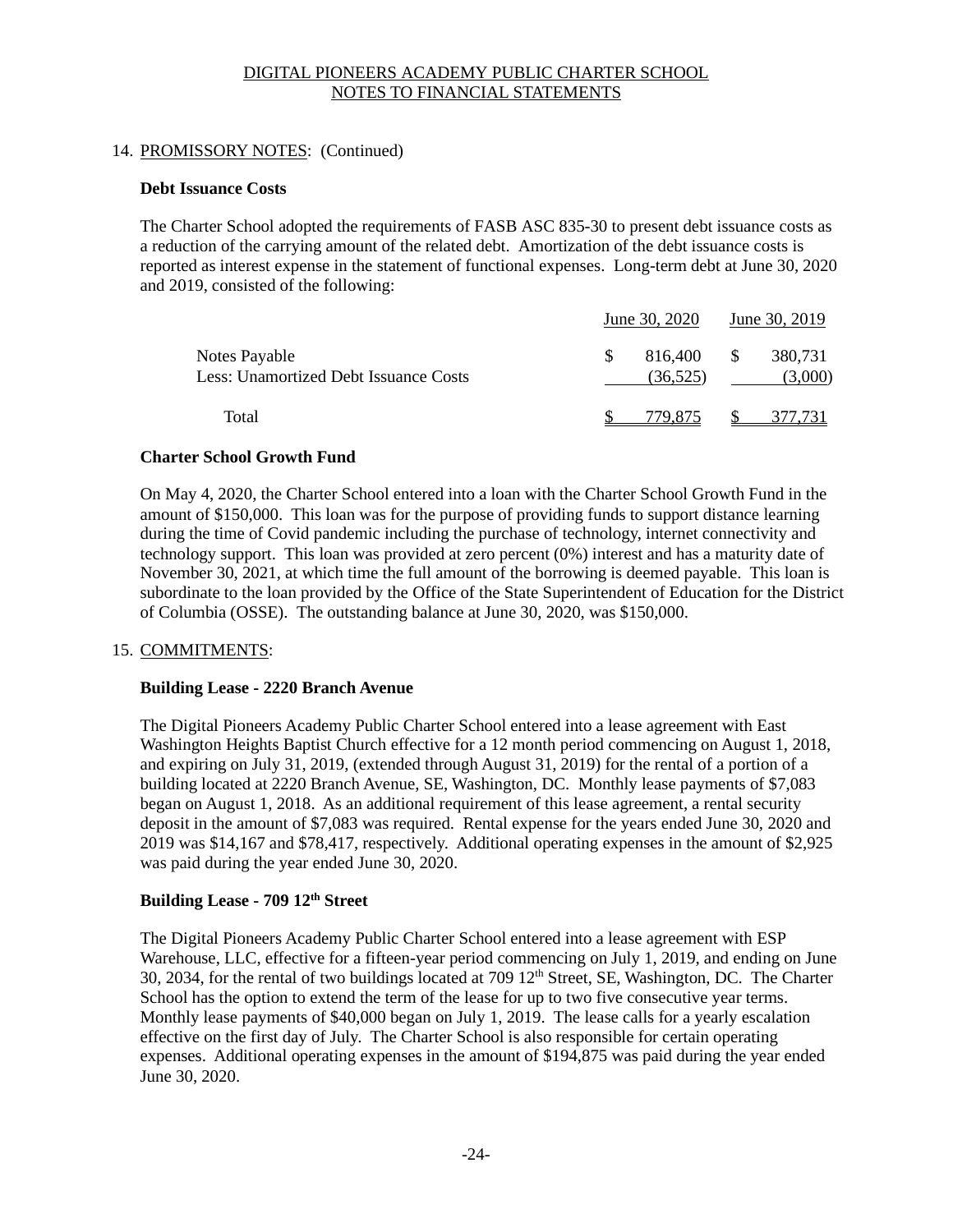DIGITAL PIONEERS ACADEMY PUBLIC CHARTER SCHOOL
NOTES TO FINANCIAL STATEMENTS

14. PROMISSORY NOTES: (Continued)

**Debt Issuance Costs**

The Charter School adopted the requirements of FASB ASC 835-30 to present debt issuance costs as a reduction of the carrying amount of the related debt. Amortization of the debt issuance costs is reported as interest expense in the statement of functional expenses. Long-term debt at June 30, 2020 and 2019, consisted of the following:

| | June 30, 2020 | June 30, 2019 |
|---|---|---|
| Notes Payable | $ 816,400 | $ 380,731 |
| Less: Unamortized Debt Issuance Costs | (36,525) | (3,000) |
| Total | $ 779,875 | $ 377,731 |

**Charter School Growth Fund**

On May 4, 2020, the Charter School entered into a loan with the Charter School Growth Fund in the amount of $150,000. This loan was for the purpose of providing funds to support distance learning during the time of Covid pandemic including the purchase of technology, internet connectivity and technology support. This loan was provided at zero percent (0%) interest and has a maturity date of November 30, 2021, at which time the full amount of the borrowing is deemed payable. This loan is subordinate to the loan provided by the Office of the State Superintendent of Education for the District of Columbia (OSSE). The outstanding balance at June 30, 2020, was $150,000.

15. COMMITMENTS:

**Building Lease - 2220 Branch Avenue**

The Digital Pioneers Academy Public Charter School entered into a lease agreement with East Washington Heights Baptist Church effective for a 12 month period commencing on August 1, 2018, and expiring on July 31, 2019, (extended through August 31, 2019) for the rental of a portion of a building located at 2220 Branch Avenue, SE, Washington, DC. Monthly lease payments of $7,083 began on August 1, 2018. As an additional requirement of this lease agreement, a rental security deposit in the amount of $7,083 was required. Rental expense for the years ended June 30, 2020 and 2019 was $14,167 and $78,417, respectively. Additional operating expenses in the amount of $2,925 was paid during the year ended June 30, 2020.

**Building Lease - 709 12th Street**

The Digital Pioneers Academy Public Charter School entered into a lease agreement with ESP Warehouse, LLC, effective for a fifteen-year period commencing on July 1, 2019, and ending on June 30, 2034, for the rental of two buildings located at 709 12th Street, SE, Washington, DC. The Charter School has the option to extend the term of the lease for up to two five consecutive year terms. Monthly lease payments of $40,000 began on July 1, 2019. The lease calls for a yearly escalation effective on the first day of July. The Charter School is also responsible for certain operating expenses. Additional operating expenses in the amount of $194,875 was paid during the year ended June 30, 2020.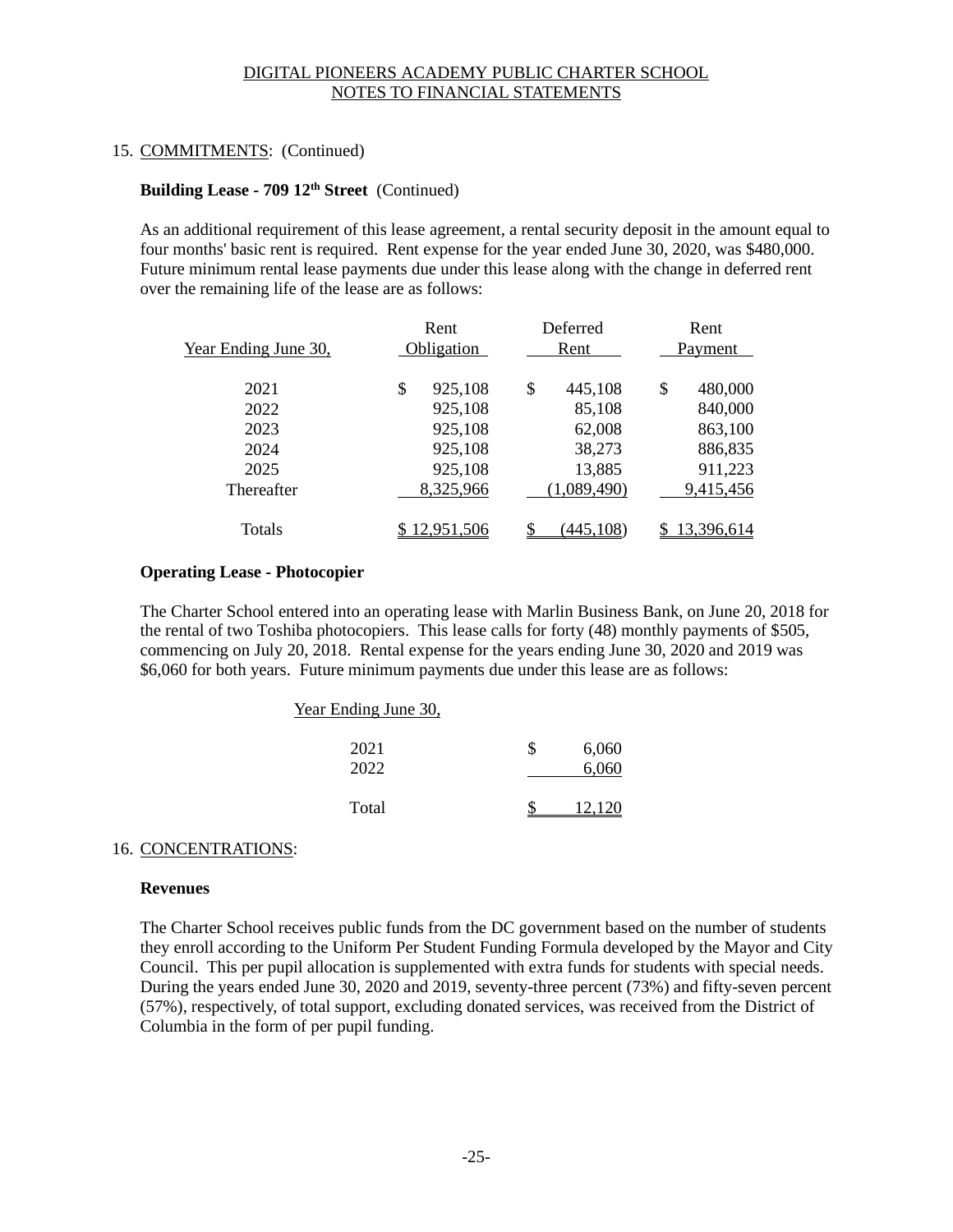# DIGITAL PIONEERS ACADEMY PUBLIC CHARTER SCHOOL
## NOTES TO FINANCIAL STATEMENTS

15. COMMITMENTS: (Continued)

**Building Lease - 709 12th Street** (Continued)

As an additional requirement of this lease agreement, a rental security deposit in the amount equal to four months' basic rent is required. Rent expense for the year ended June 30, 2020, was $480,000. Future minimum rental lease payments due under this lease along with the change in deferred rent over the remaining life of the lease are as follows:

| Year Ending June 30, | Rent Obligation | Deferred Rent | Rent Payment |
|---|---|---|---|
| 2021 | $ 925,108 | $ 445,108 | $ 480,000 |
| 2022 | 925,108 | 85,108 | 840,000 |
| 2023 | 925,108 | 62,008 | 863,100 |
| 2024 | 925,108 | 38,273 | 886,835 |
| 2025 | 925,108 | 13,885 | 911,223 |
| Thereafter | 8,325,966 | (1,089,490) | 9,415,456 |
| Totals | $ 12,951,506 | $ (445,108) | $ 13,396,614 |

**Operating Lease - Photocopier**

The Charter School entered into an operating lease with Marlin Business Bank, on June 20, 2018 for the rental of two Toshiba photocopiers. This lease calls for forty (48) monthly payments of $505, commencing on July 20, 2018. Rental expense for the years ending June 30, 2020 and 2019 was $6,060 for both years. Future minimum payments due under this lease are as follows:

| Year Ending June 30, | |
|---|---|
| 2021 | $ 6,060 |
| 2022 | 6,060 |
| Total | $ 12,120 |

16. CONCENTRATIONS:

**Revenues**

The Charter School receives public funds from the DC government based on the number of students they enroll according to the Uniform Per Student Funding Formula developed by the Mayor and City Council. This per pupil allocation is supplemented with extra funds for students with special needs. During the years ended June 30, 2020 and 2019, seventy-three percent (73%) and fifty-seven percent (57%), respectively, of total support, excluding donated services, was received from the District of Columbia in the form of per pupil funding.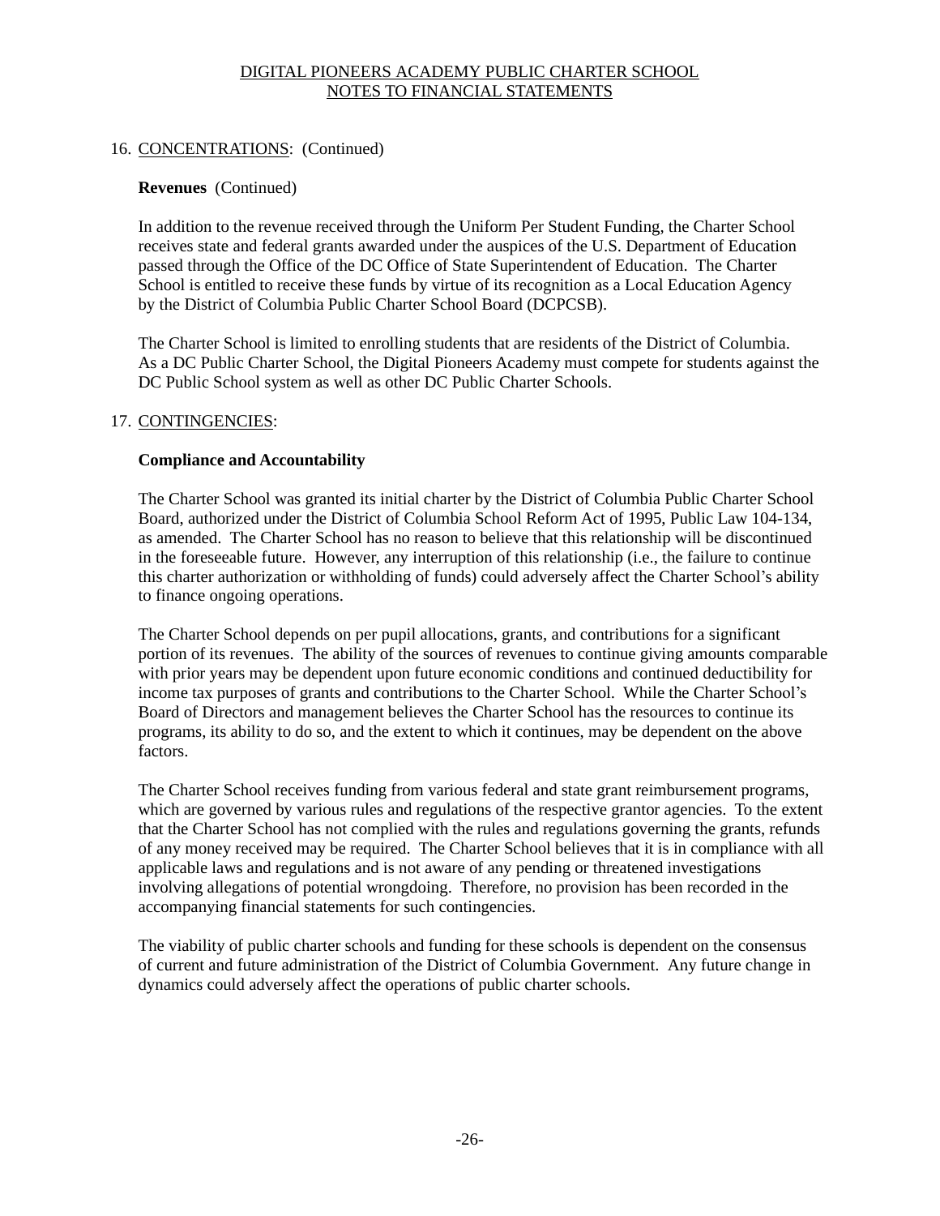16. CONCENTRATIONS: (Continued)

**Revenues** (Continued)

In addition to the revenue received through the Uniform Per Student Funding, the Charter School receives state and federal grants awarded under the auspices of the U.S. Department of Education passed through the Office of the DC Office of State Superintendent of Education. The Charter School is entitled to receive these funds by virtue of its recognition as a Local Education Agency by the District of Columbia Public Charter School Board (DCPCSB).

The Charter School is limited to enrolling students that are residents of the District of Columbia. As a DC Public Charter School, the Digital Pioneers Academy must compete for students against the DC Public School system as well as other DC Public Charter Schools.

17. CONTINGENCIES:

**Compliance and Accountability**

The Charter School was granted its initial charter by the District of Columbia Public Charter School Board, authorized under the District of Columbia School Reform Act of 1995, Public Law 104-134, as amended. The Charter School has no reason to believe that this relationship will be discontinued in the foreseeable future. However, any interruption of this relationship (i.e., the failure to continue this charter authorization or withholding of funds) could adversely affect the Charter School's ability to finance ongoing operations.

The Charter School depends on per pupil allocations, grants, and contributions for a significant portion of its revenues. The ability of the sources of revenues to continue giving amounts comparable with prior years may be dependent upon future economic conditions and continued deductibility for income tax purposes of grants and contributions to the Charter School. While the Charter School's Board of Directors and management believes the Charter School has the resources to continue its programs, its ability to do so, and the extent to which it continues, may be dependent on the above factors.

The Charter School receives funding from various federal and state grant reimbursement programs, which are governed by various rules and regulations of the respective grantor agencies. To the extent that the Charter School has not complied with the rules and regulations governing the grants, refunds of any money received may be required. The Charter School believes that it is in compliance with all applicable laws and regulations and is not aware of any pending or threatened investigations involving allegations of potential wrongdoing. Therefore, no provision has been recorded in the accompanying financial statements for such contingencies.

The viability of public charter schools and funding for these schools is dependent on the consensus of current and future administration of the District of Columbia Government. Any future change in dynamics could adversely affect the operations of public charter schools.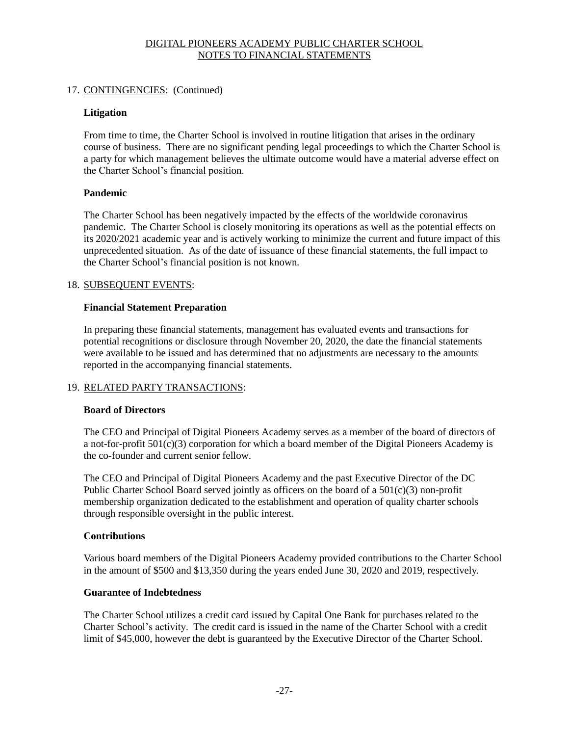## 17. CONTINGENCIES: (Continued)

### Litigation

From time to time, the Charter School is involved in routine litigation that arises in the ordinary course of business. There are no significant pending legal proceedings to which the Charter School is a party for which management believes the ultimate outcome would have a material adverse effect on the Charter School's financial position.

### Pandemic

The Charter School has been negatively impacted by the effects of the worldwide coronavirus pandemic. The Charter School is closely monitoring its operations as well as the potential effects on its 2020/2021 academic year and is actively working to minimize the current and future impact of this unprecedented situation. As of the date of issuance of these financial statements, the full impact to the Charter School's financial position is not known.

## 18. SUBSEQUENT EVENTS:

### Financial Statement Preparation

In preparing these financial statements, management has evaluated events and transactions for potential recognitions or disclosure through November 20, 2020, the date the financial statements were available to be issued and has determined that no adjustments are necessary to the amounts reported in the accompanying financial statements.

## 19. RELATED PARTY TRANSACTIONS:

### Board of Directors

The CEO and Principal of Digital Pioneers Academy serves as a member of the board of directors of a not-for-profit 501(c)(3) corporation for which a board member of the Digital Pioneers Academy is the co-founder and current senior fellow.

The CEO and Principal of Digital Pioneers Academy and the past Executive Director of the DC Public Charter School Board served jointly as officers on the board of a 501(c)(3) non-profit membership organization dedicated to the establishment and operation of quality charter schools through responsible oversight in the public interest.

### Contributions

Various board members of the Digital Pioneers Academy provided contributions to the Charter School in the amount of $500 and $13,350 during the years ended June 30, 2020 and 2019, respectively.

### Guarantee of Indebtedness

The Charter School utilizes a credit card issued by Capital One Bank for purchases related to the Charter School's activity. The credit card is issued in the name of the Charter School with a credit limit of $45,000, however the debt is guaranteed by the Executive Director of the Charter School.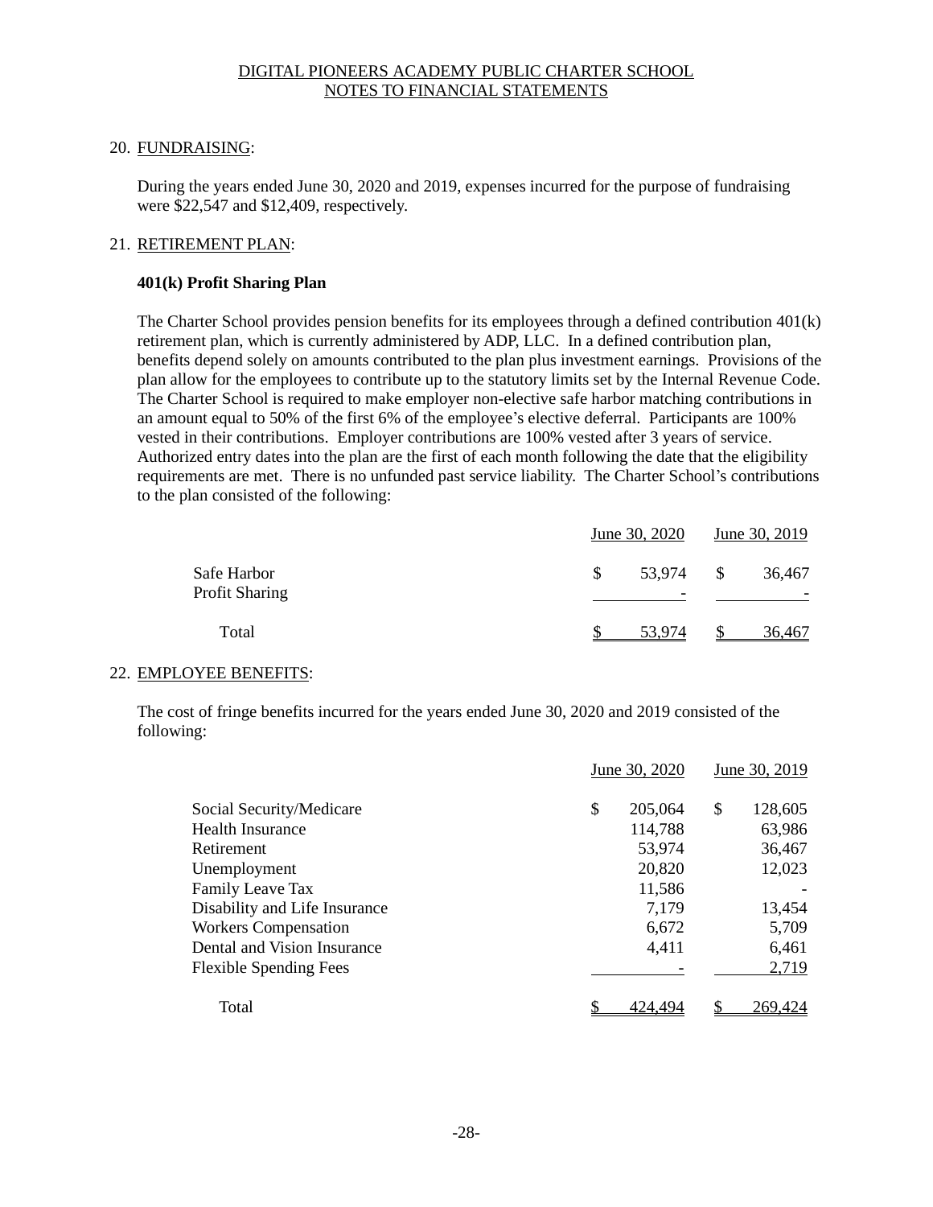DIGITAL PIONEERS ACADEMY PUBLIC CHARTER SCHOOL
NOTES TO FINANCIAL STATEMENTS

20. FUNDRAISING:

During the years ended June 30, 2020 and 2019, expenses incurred for the purpose of fundraising were $22,547 and $12,409, respectively.

21. RETIREMENT PLAN:

**401(k) Profit Sharing Plan**

The Charter School provides pension benefits for its employees through a defined contribution 401(k) retirement plan, which is currently administered by ADP, LLC. In a defined contribution plan, benefits depend solely on amounts contributed to the plan plus investment earnings. Provisions of the plan allow for the employees to contribute up to the statutory limits set by the Internal Revenue Code. The Charter School is required to make employer non-elective safe harbor matching contributions in an amount equal to 50% of the first 6% of the employee's elective deferral. Participants are 100% vested in their contributions. Employer contributions are 100% vested after 3 years of service. Authorized entry dates into the plan are the first of each month following the date that the eligibility requirements are met. There is no unfunded past service liability. The Charter School's contributions to the plan consisted of the following:

| | June 30, 2020 | June 30, 2019 |
|---|---|---|
| Safe Harbor | $ 53,974 | $ 36,467 |
| Profit Sharing | - | - |
| Total | $ 53,974 | $ 36,467 |

22. EMPLOYEE BENEFITS:

The cost of fringe benefits incurred for the years ended June 30, 2020 and 2019 consisted of the following:

| | June 30, 2020 | June 30, 2019 |
|---|---|---|
| Social Security/Medicare | $ 205,064 | $ 128,605 |
| Health Insurance | 114,788 | 63,986 |
| Retirement | 53,974 | 36,467 |
| Unemployment | 20,820 | 12,023 |
| Family Leave Tax | 11,586 | - |
| Disability and Life Insurance | 7,179 | 13,454 |
| Workers Compensation | 6,672 | 5,709 |
| Dental and Vision Insurance | 4,411 | 6,461 |
| Flexible Spending Fees | - | 2,719 |
| Total | $ 424,494 | $ 269,424 |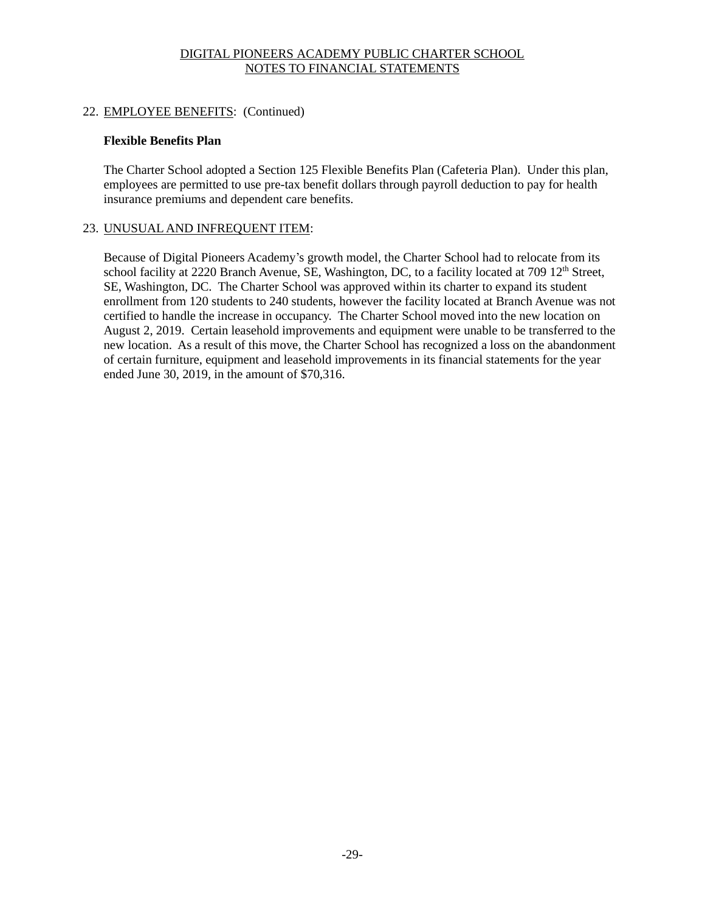# DIGITAL PIONEERS ACADEMY PUBLIC CHARTER SCHOOL
## NOTES TO FINANCIAL STATEMENTS

22. EMPLOYEE BENEFITS: (Continued)

**Flexible Benefits Plan**

The Charter School adopted a Section 125 Flexible Benefits Plan (Cafeteria Plan). Under this plan, employees are permitted to use pre-tax benefit dollars through payroll deduction to pay for health insurance premiums and dependent care benefits.

23. UNUSUAL AND INFREQUENT ITEM:

Because of Digital Pioneers Academy's growth model, the Charter School had to relocate from its school facility at 2220 Branch Avenue, SE, Washington, DC, to a facility located at 709 12th Street, SE, Washington, DC. The Charter School was approved within its charter to expand its student enrollment from 120 students to 240 students, however the facility located at Branch Avenue was not certified to handle the increase in occupancy. The Charter School moved into the new location on August 2, 2019. Certain leasehold improvements and equipment were unable to be transferred to the new location. As a result of this move, the Charter School has recognized a loss on the abandonment of certain furniture, equipment and leasehold improvements in its financial statements for the year ended June 30, 2019, in the amount of $70,316.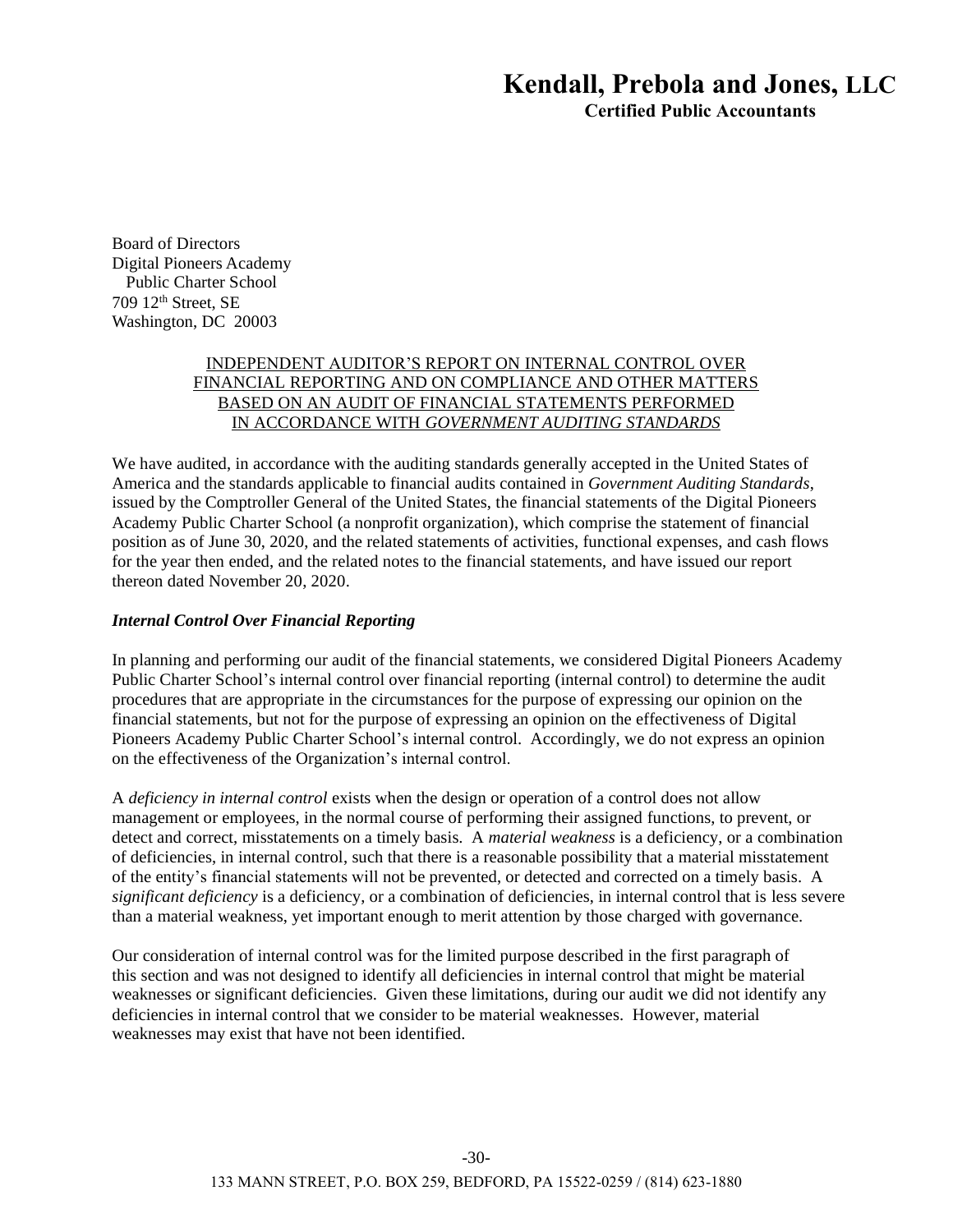# Kendall, Prebola and Jones, LLC

**Certified Public Accountants**

Board of Directors
Digital Pioneers Academy
Public Charter School
709 12th Street, SE
Washington, DC 20003

INDEPENDENT AUDITOR'S REPORT ON INTERNAL CONTROL OVER FINANCIAL REPORTING AND ON COMPLIANCE AND OTHER MATTERS BASED ON AN AUDIT OF FINANCIAL STATEMENTS PERFORMED IN ACCORDANCE WITH *GOVERNMENT AUDITING STANDARDS*

We have audited, in accordance with the auditing standards generally accepted in the United States of America and the standards applicable to financial audits contained in *Government Auditing Standards*, issued by the Comptroller General of the United States, the financial statements of the Digital Pioneers Academy Public Charter School (a nonprofit organization), which comprise the statement of financial position as of June 30, 2020, and the related statements of activities, functional expenses, and cash flows for the year then ended, and the related notes to the financial statements, and have issued our report thereon dated November 20, 2020.

***Internal Control Over Financial Reporting***

In planning and performing our audit of the financial statements, we considered Digital Pioneers Academy Public Charter School's internal control over financial reporting (internal control) to determine the audit procedures that are appropriate in the circumstances for the purpose of expressing our opinion on the financial statements, but not for the purpose of expressing an opinion on the effectiveness of Digital Pioneers Academy Public Charter School's internal control. Accordingly, we do not express an opinion on the effectiveness of the Organization's internal control.

A *deficiency in internal control* exists when the design or operation of a control does not allow management or employees, in the normal course of performing their assigned functions, to prevent, or detect and correct, misstatements on a timely basis. A *material weakness* is a deficiency, or a combination of deficiencies, in internal control, such that there is a reasonable possibility that a material misstatement of the entity's financial statements will not be prevented, or detected and corrected on a timely basis. A *significant deficiency* is a deficiency, or a combination of deficiencies, in internal control that is less severe than a material weakness, yet important enough to merit attention by those charged with governance.

Our consideration of internal control was for the limited purpose described in the first paragraph of this section and was not designed to identify all deficiencies in internal control that might be material weaknesses or significant deficiencies. Given these limitations, during our audit we did not identify any deficiencies in internal control that we consider to be material weaknesses. However, material weaknesses may exist that have not been identified.

133 MANN STREET, P.O. BOX 259, BEDFORD, PA 15522-0259 / (814) 623-1880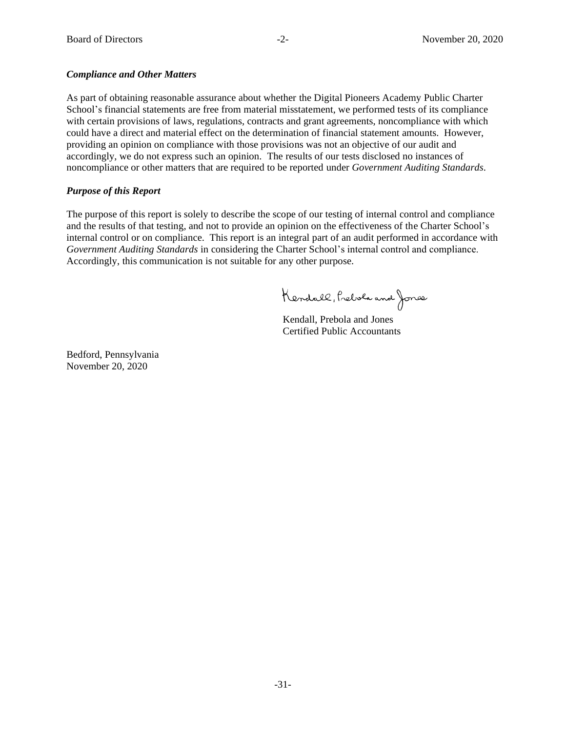***Compliance and Other Matters***

As part of obtaining reasonable assurance about whether the Digital Pioneers Academy Public Charter School's financial statements are free from material misstatement, we performed tests of its compliance with certain provisions of laws, regulations, contracts and grant agreements, noncompliance with which could have a direct and material effect on the determination of financial statement amounts. However, providing an opinion on compliance with those provisions was not an objective of our audit and accordingly, we do not express such an opinion. The results of our tests disclosed no instances of noncompliance or other matters that are required to be reported under *Government Auditing Standards*.

***Purpose of this Report***

The purpose of this report is solely to describe the scope of our testing of internal control and compliance and the results of that testing, and not to provide an opinion on the effectiveness of the Charter School's internal control or on compliance. This report is an integral part of an audit performed in accordance with *Government Auditing Standards* in considering the Charter School's internal control and compliance. Accordingly, this communication is not suitable for any other purpose.

Kendall, Prebola and Jones

Kendall, Prebola and Jones
Certified Public Accountants

Bedford, Pennsylvania
November 20, 2020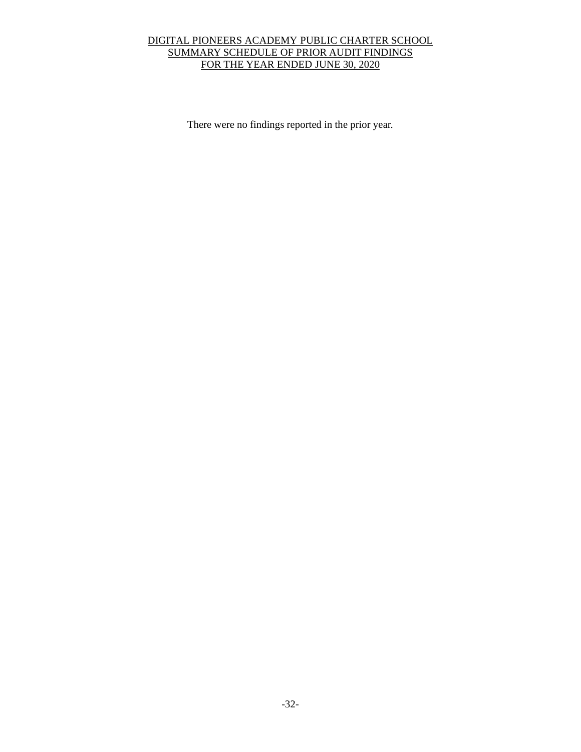# DIGITAL PIONEERS ACADEMY PUBLIC CHARTER SCHOOL
## SUMMARY SCHEDULE OF PRIOR AUDIT FINDINGS
## FOR THE YEAR ENDED JUNE 30, 2020

There were no findings reported in the prior year.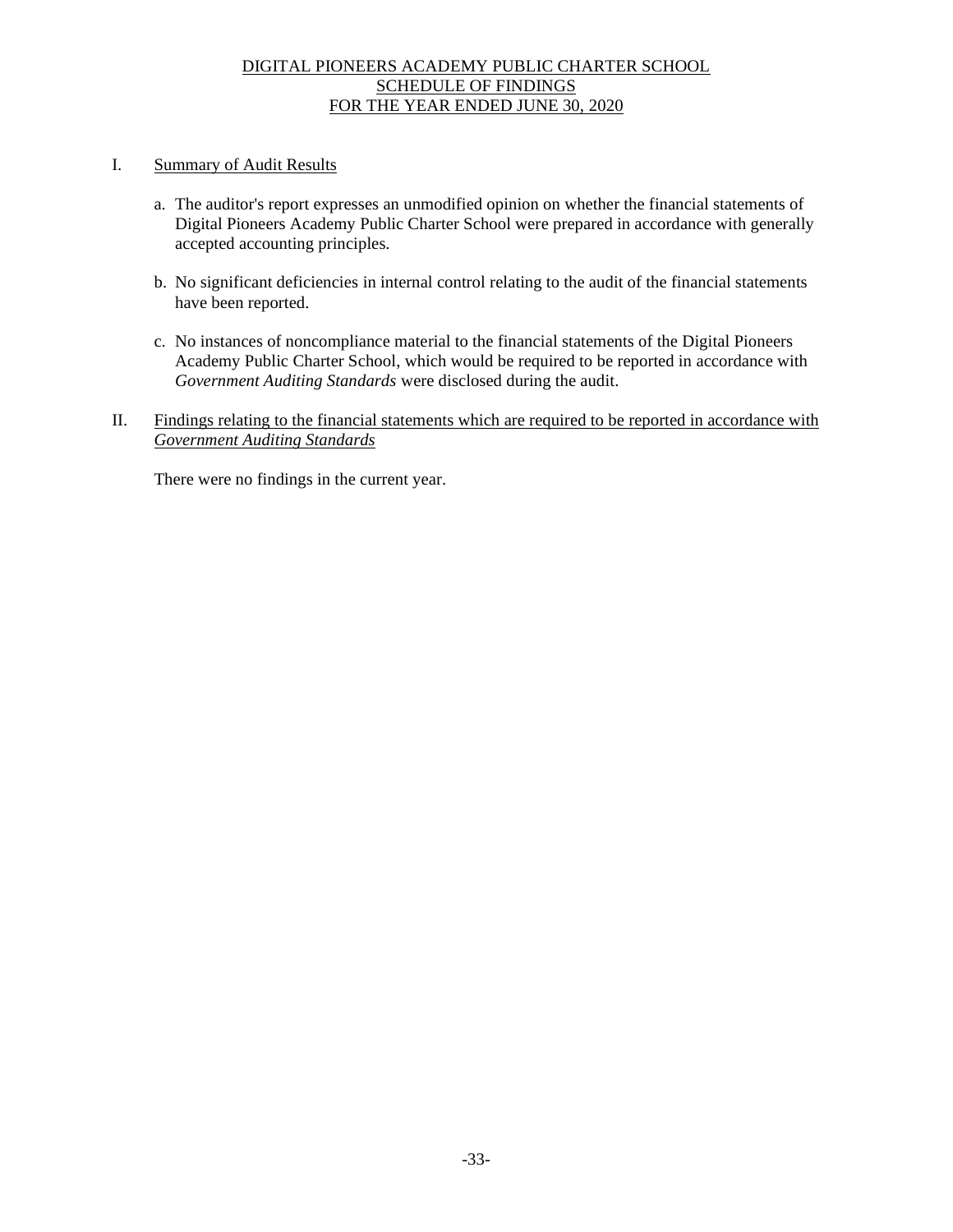# DIGITAL PIONEERS ACADEMY PUBLIC CHARTER SCHOOL
## SCHEDULE OF FINDINGS
## FOR THE YEAR ENDED JUNE 30, 2020

I. Summary of Audit Results

a. The auditor's report expresses an unmodified opinion on whether the financial statements of Digital Pioneers Academy Public Charter School were prepared in accordance with generally accepted accounting principles.

b. No significant deficiencies in internal control relating to the audit of the financial statements have been reported.

c. No instances of noncompliance material to the financial statements of the Digital Pioneers Academy Public Charter School, which would be required to be reported in accordance with *Government Auditing Standards* were disclosed during the audit.

II. Findings relating to the financial statements which are required to be reported in accordance with *Government Auditing Standards*

There were no findings in the current year.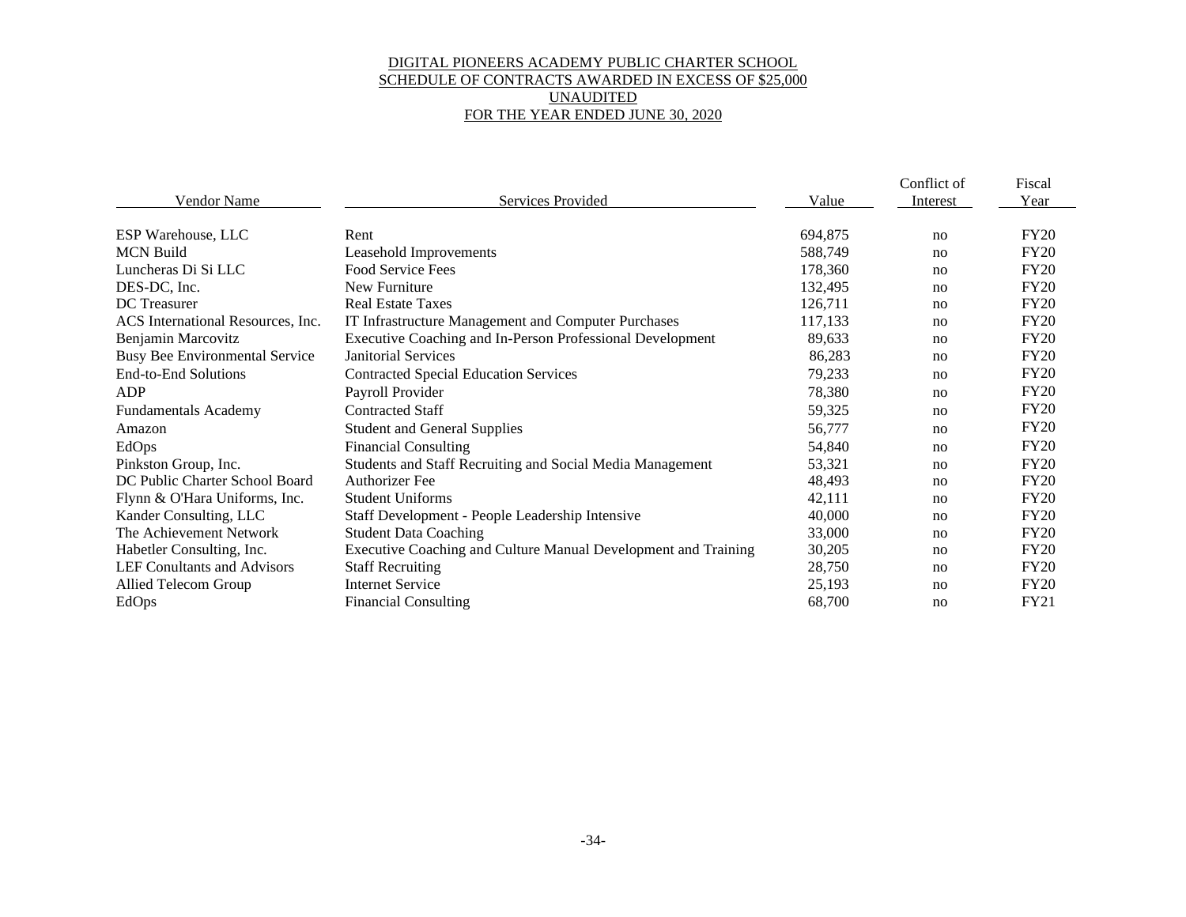# DIGITAL PIONEERS ACADEMY PUBLIC CHARTER SCHOOL
## SCHEDULE OF CONTRACTS AWARDED IN EXCESS OF $25,000
## UNAUDITED
## FOR THE YEAR ENDED JUNE 30, 2020

| Vendor Name | Services Provided | Value | Conflict of Interest | Fiscal Year |
|---|---|---|---|---|
| ESP Warehouse, LLC | Rent | 694,875 | no | FY20 |
| MCN Build | Leasehold Improvements | 588,749 | no | FY20 |
| Luncheras Di Si LLC | Food Service Fees | 178,360 | no | FY20 |
| DES-DC, Inc. | New Furniture | 132,495 | no | FY20 |
| DC Treasurer | Real Estate Taxes | 126,711 | no | FY20 |
| ACS International Resources, Inc. | IT Infrastructure Management and Computer Purchases | 117,133 | no | FY20 |
| Benjamin Marcovitz | Executive Coaching and In-Person Professional Development | 89,633 | no | FY20 |
| Busy Bee Environmental Service | Janitorial Services | 86,283 | no | FY20 |
| End-to-End Solutions | Contracted Special Education Services | 79,233 | no | FY20 |
| ADP | Payroll Provider | 78,380 | no | FY20 |
| Fundamentals Academy | Contracted Staff | 59,325 | no | FY20 |
| Amazon | Student and General Supplies | 56,777 | no | FY20 |
| EdOps | Financial Consulting | 54,840 | no | FY20 |
| Pinkston Group, Inc. | Students and Staff Recruiting and Social Media Management | 53,321 | no | FY20 |
| DC Public Charter School Board | Authorizer Fee | 48,493 | no | FY20 |
| Flynn & O'Hara Uniforms, Inc. | Student Uniforms | 42,111 | no | FY20 |
| Kander Consulting, LLC | Staff Development - People Leadership Intensive | 40,000 | no | FY20 |
| The Achievement Network | Student Data Coaching | 33,000 | no | FY20 |
| Habetler Consulting, Inc. | Executive Coaching and Culture Manual Development and Training | 30,205 | no | FY20 |
| LEF Conultants and Advisors | Staff Recruiting | 28,750 | no | FY20 |
| Allied Telecom Group | Internet Service | 25,193 | no | FY20 |
| EdOps | Financial Consulting | 68,700 | no | FY21 |